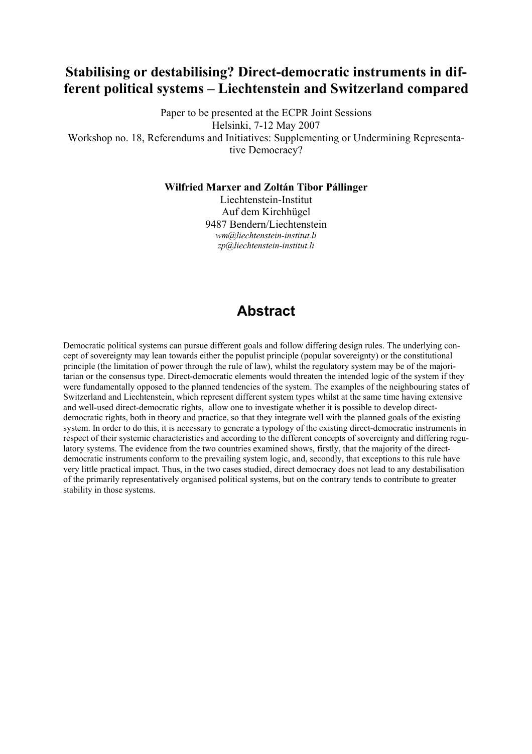# Stabilising or destabilising? Direct-democratic instruments in different political systems – Liechtenstein and Switzerland compared

Paper to be presented at the ECPR Joint Sessions
Helsinki, 7-12 May 2007
Workshop no. 18, Referendums and Initiatives: Supplementing or Undermining Representative Democracy?

**Wilfried Marxer and Zoltán Tibor Pállinger**
Liechtenstein-Institut
Auf dem Kirchhügel
9487 Bendern/Liechtenstein
*wm@liechtenstein-institut.li*
*zp@liechtenstein-institut.li*

## Abstract

Democratic political systems can pursue different goals and follow differing design rules. The underlying concept of sovereignty may lean towards either the populist principle (popular sovereignty) or the constitutional principle (the limitation of power through the rule of law), whilst the regulatory system may be of the majoritarian or the consensus type. Direct-democratic elements would threaten the intended logic of the system if they were fundamentally opposed to the planned tendencies of the system. The examples of the neighbouring states of Switzerland and Liechtenstein, which represent different system types whilst at the same time having extensive and well-used direct-democratic rights, allow one to investigate whether it is possible to develop direct-democratic rights, both in theory and practice, so that they integrate well with the planned goals of the existing system. In order to do this, it is necessary to generate a typology of the existing direct-democratic instruments in respect of their systemic characteristics and according to the different concepts of sovereignty and differing regulatory systems. The evidence from the two countries examined shows, firstly, that the majority of the direct-democratic instruments conform to the prevailing system logic, and, secondly, that exceptions to this rule have very little practical impact. Thus, in the two cases studied, direct democracy does not lead to any destabilisation of the primarily representatively organised political systems, but on the contrary tends to contribute to greater stability in those systems.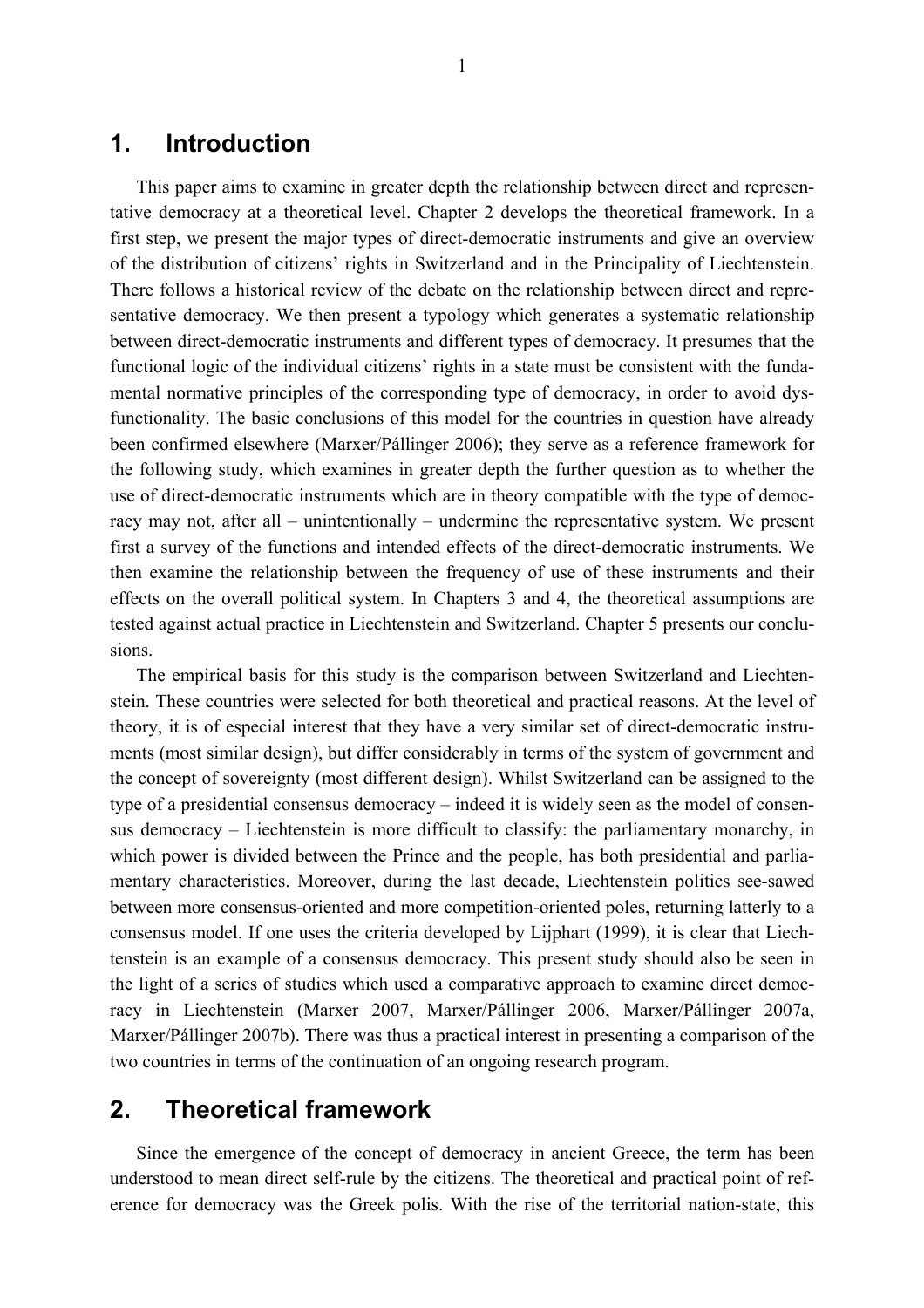# 1. Introduction

This paper aims to examine in greater depth the relationship between direct and representative democracy at a theoretical level. Chapter 2 develops the theoretical framework. In a first step, we present the major types of direct-democratic instruments and give an overview of the distribution of citizens' rights in Switzerland and in the Principality of Liechtenstein. There follows a historical review of the debate on the relationship between direct and representative democracy. We then present a typology which generates a systematic relationship between direct-democratic instruments and different types of democracy. It presumes that the functional logic of the individual citizens' rights in a state must be consistent with the fundamental normative principles of the corresponding type of democracy, in order to avoid dysfunctionality. The basic conclusions of this model for the countries in question have already been confirmed elsewhere (Marxer/Pállinger 2006); they serve as a reference framework for the following study, which examines in greater depth the further question as to whether the use of direct-democratic instruments which are in theory compatible with the type of democracy may not, after all – unintentionally – undermine the representative system. We present first a survey of the functions and intended effects of the direct-democratic instruments. We then examine the relationship between the frequency of use of these instruments and their effects on the overall political system. In Chapters 3 and 4, the theoretical assumptions are tested against actual practice in Liechtenstein and Switzerland. Chapter 5 presents our conclusions.

The empirical basis for this study is the comparison between Switzerland and Liechtenstein. These countries were selected for both theoretical and practical reasons. At the level of theory, it is of especial interest that they have a very similar set of direct-democratic instruments (most similar design), but differ considerably in terms of the system of government and the concept of sovereignty (most different design). Whilst Switzerland can be assigned to the type of a presidential consensus democracy – indeed it is widely seen as the model of consensus democracy – Liechtenstein is more difficult to classify: the parliamentary monarchy, in which power is divided between the Prince and the people, has both presidential and parliamentary characteristics. Moreover, during the last decade, Liechtenstein politics see-sawed between more consensus-oriented and more competition-oriented poles, returning latterly to a consensus model. If one uses the criteria developed by Lijphart (1999), it is clear that Liechtenstein is an example of a consensus democracy. This present study should also be seen in the light of a series of studies which used a comparative approach to examine direct democracy in Liechtenstein (Marxer 2007, Marxer/Pállinger 2006, Marxer/Pállinger 2007a, Marxer/Pállinger 2007b). There was thus a practical interest in presenting a comparison of the two countries in terms of the continuation of an ongoing research program.

# 2. Theoretical framework

Since the emergence of the concept of democracy in ancient Greece, the term has been understood to mean direct self-rule by the citizens. The theoretical and practical point of reference for democracy was the Greek polis. With the rise of the territorial nation-state, this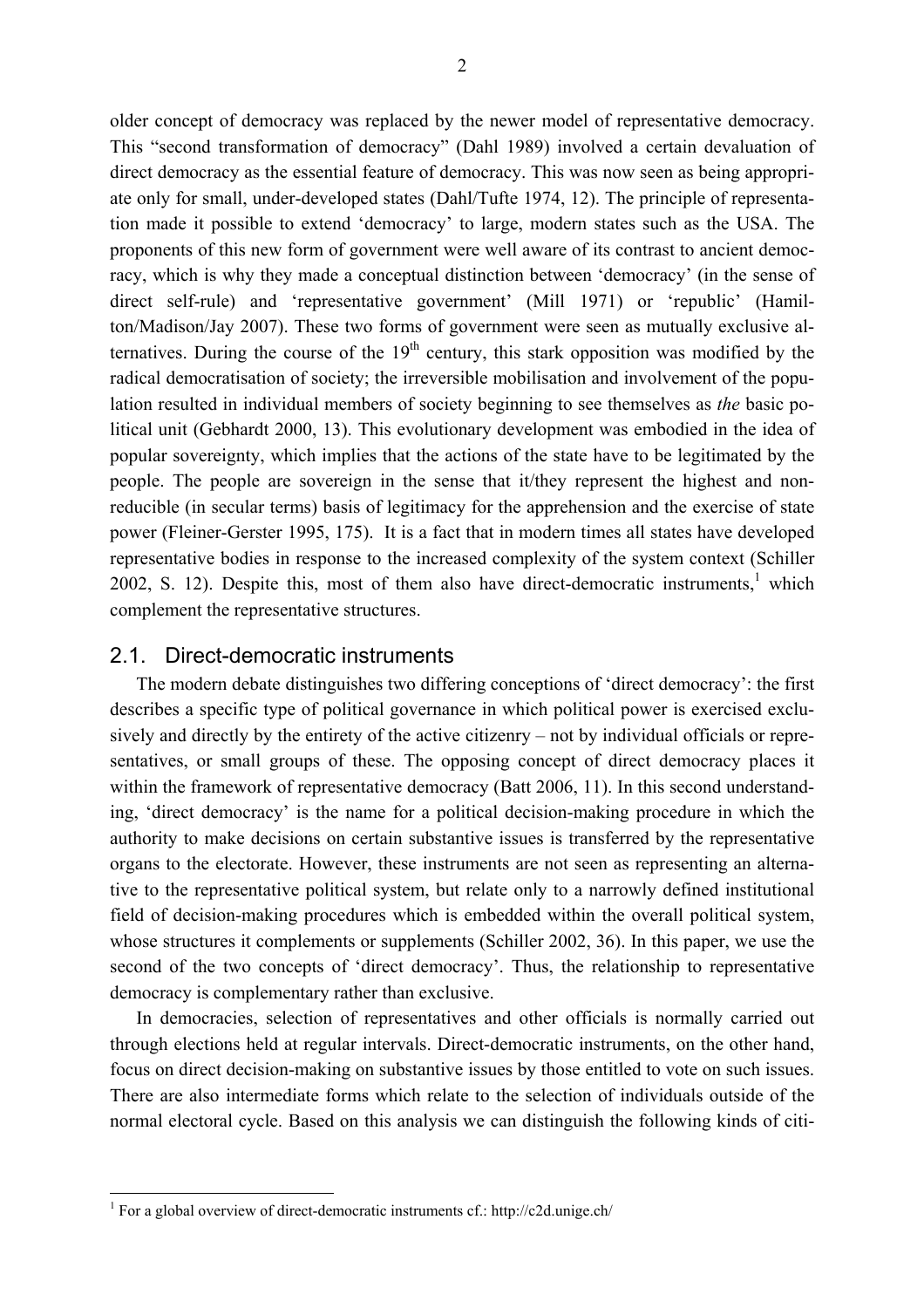older concept of democracy was replaced by the newer model of representative democracy. This "second transformation of democracy" (Dahl 1989) involved a certain devaluation of direct democracy as the essential feature of democracy. This was now seen as being appropriate only for small, under-developed states (Dahl/Tufte 1974, 12). The principle of representation made it possible to extend 'democracy' to large, modern states such as the USA. The proponents of this new form of government were well aware of its contrast to ancient democracy, which is why they made a conceptual distinction between 'democracy' (in the sense of direct self-rule) and 'representative government' (Mill 1971) or 'republic' (Hamilton/Madison/Jay 2007). These two forms of government were seen as mutually exclusive alternatives. During the course of the 19th century, this stark opposition was modified by the radical democratisation of society; the irreversible mobilisation and involvement of the population resulted in individual members of society beginning to see themselves as *the* basic political unit (Gebhardt 2000, 13). This evolutionary development was embodied in the idea of popular sovereignty, which implies that the actions of the state have to be legitimated by the people. The people are sovereign in the sense that it/they represent the highest and non-reducible (in secular terms) basis of legitimacy for the apprehension and the exercise of state power (Fleiner-Gerster 1995, 175). It is a fact that in modern times all states have developed representative bodies in response to the increased complexity of the system context (Schiller 2002, S. 12). Despite this, most of them also have direct-democratic instruments,[1] which complement the representative structures.

## 2.1. Direct-democratic instruments

The modern debate distinguishes two differing conceptions of 'direct democracy': the first describes a specific type of political governance in which political power is exercised exclusively and directly by the entirety of the active citizenry – not by individual officials or representatives, or small groups of these. The opposing concept of direct democracy places it within the framework of representative democracy (Batt 2006, 11). In this second understanding, 'direct democracy' is the name for a political decision-making procedure in which the authority to make decisions on certain substantive issues is transferred by the representative organs to the electorate. However, these instruments are not seen as representing an alternative to the representative political system, but relate only to a narrowly defined institutional field of decision-making procedures which is embedded within the overall political system, whose structures it complements or supplements (Schiller 2002, 36). In this paper, we use the second of the two concepts of 'direct democracy'. Thus, the relationship to representative democracy is complementary rather than exclusive.

In democracies, selection of representatives and other officials is normally carried out through elections held at regular intervals. Direct-democratic instruments, on the other hand, focus on direct decision-making on substantive issues by those entitled to vote on such issues. There are also intermediate forms which relate to the selection of individuals outside of the normal electoral cycle. Based on this analysis we can distinguish the following kinds of citi-

[1] For a global overview of direct-democratic instruments cf.: http://c2d.unige.ch/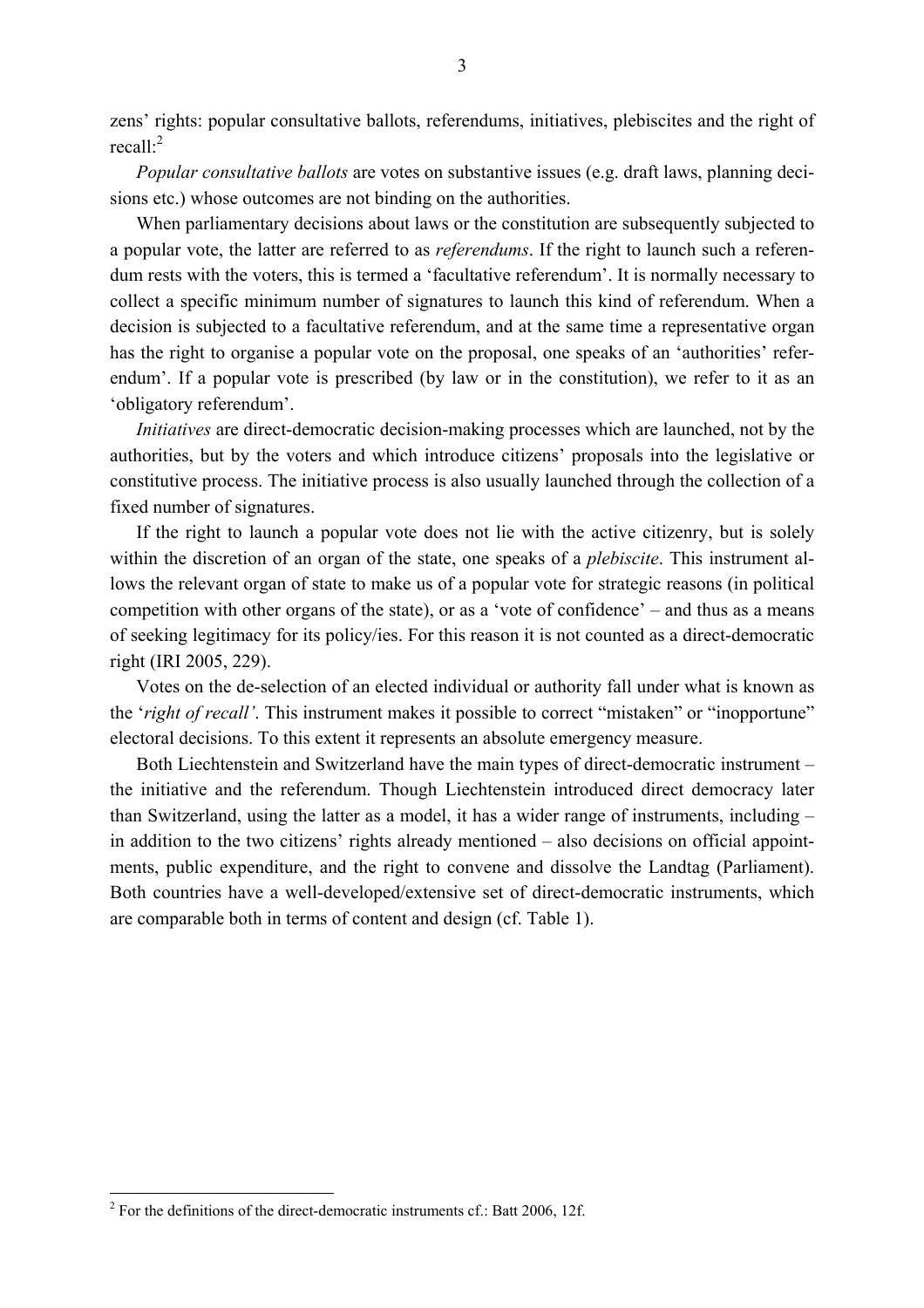zens' rights: popular consultative ballots, referendums, initiatives, plebiscites and the right of recall:[2]

*Popular consultative ballots* are votes on substantive issues (e.g. draft laws, planning decisions etc.) whose outcomes are not binding on the authorities.

When parliamentary decisions about laws or the constitution are subsequently subjected to a popular vote, the latter are referred to as *referendums*. If the right to launch such a referendum rests with the voters, this is termed a 'facultative referendum'. It is normally necessary to collect a specific minimum number of signatures to launch this kind of referendum. When a decision is subjected to a facultative referendum, and at the same time a representative organ has the right to organise a popular vote on the proposal, one speaks of an 'authorities' referendum'. If a popular vote is prescribed (by law or in the constitution), we refer to it as an 'obligatory referendum'.

*Initiatives* are direct-democratic decision-making processes which are launched, not by the authorities, but by the voters and which introduce citizens' proposals into the legislative or constitutive process. The initiative process is also usually launched through the collection of a fixed number of signatures.

If the right to launch a popular vote does not lie with the active citizenry, but is solely within the discretion of an organ of the state, one speaks of a *plebiscite*. This instrument allows the relevant organ of state to make us of a popular vote for strategic reasons (in political competition with other organs of the state), or as a 'vote of confidence' – and thus as a means of seeking legitimacy for its policy/ies. For this reason it is not counted as a direct-democratic right (IRI 2005, 229).

Votes on the de-selection of an elected individual or authority fall under what is known as the '*right of recall'*. This instrument makes it possible to correct "mistaken" or "inopportune" electoral decisions. To this extent it represents an absolute emergency measure.

Both Liechtenstein and Switzerland have the main types of direct-democratic instrument – the initiative and the referendum. Though Liechtenstein introduced direct democracy later than Switzerland, using the latter as a model, it has a wider range of instruments, including – in addition to the two citizens' rights already mentioned – also decisions on official appointments, public expenditure, and the right to convene and dissolve the Landtag (Parliament). Both countries have a well-developed/extensive set of direct-democratic instruments, which are comparable both in terms of content and design (cf. Table 1).

[2] For the definitions of the direct-democratic instruments cf.: Batt 2006, 12f.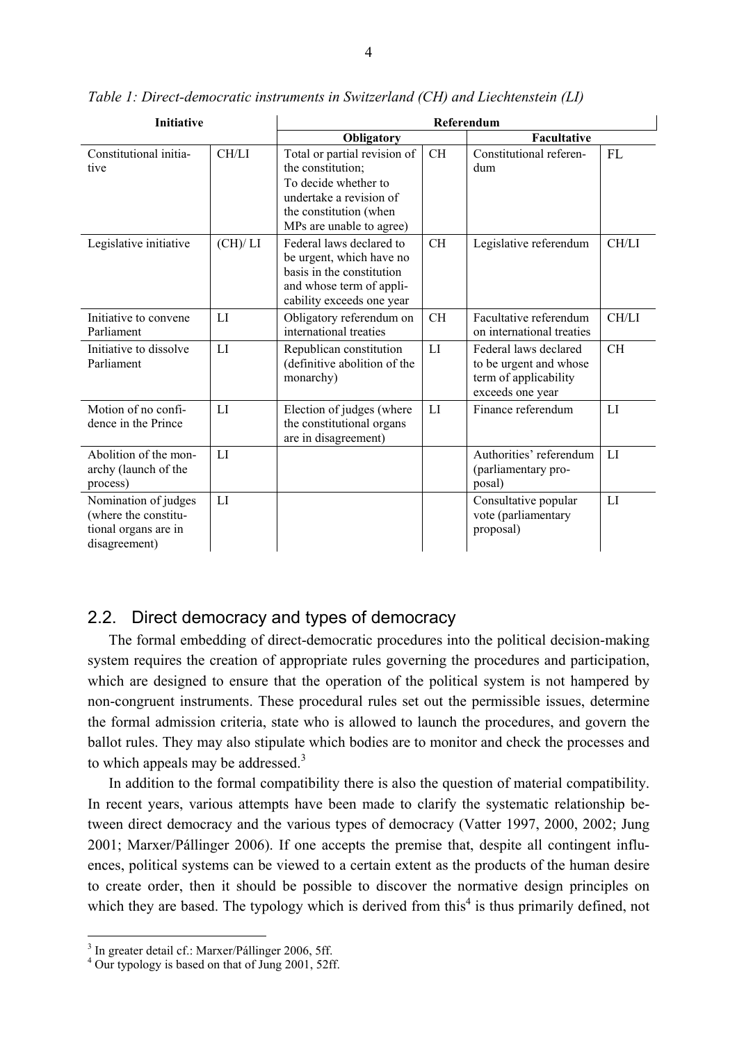*Table 1: Direct-democratic instruments in Switzerland (CH) and Liechtenstein (LI)*

| Initiative | | Referendum | | | |
|---|---|---|---|---|---|
| | | Obligatory | | Facultative | |
| Constitutional initiative | CH/LI | Total or partial revision of the constitution; To decide whether to undertake a revision of the constitution (when MPs are unable to agree) | CH | Constitutional referendum | FL |
| Legislative initiative | (CH)/ LI | Federal laws declared to be urgent, which have no basis in the constitution and whose term of applicability exceeds one year | CH | Legislative referendum | CH/LI |
| Initiative to convene Parliament | LI | Obligatory referendum on international treaties | CH | Facultative referendum on international treaties | CH/LI |
| Initiative to dissolve Parliament | LI | Republican constitution (definitive abolition of the monarchy) | LI | Federal laws declared to be urgent and whose term of applicability exceeds one year | CH |
| Motion of no confidence in the Prince | LI | Election of judges (where the constitutional organs are in disagreement) | LI | Finance referendum | LI |
| Abolition of the monarchy (launch of the process) | LI | | | Authorities' referendum (parliamentary proposal) | LI |
| Nomination of judges (where the constitutional organs are in disagreement) | LI | | | Consultative popular vote (parliamentary proposal) | LI |

## 2.2. Direct democracy and types of democracy

The formal embedding of direct-democratic procedures into the political decision-making system requires the creation of appropriate rules governing the procedures and participation, which are designed to ensure that the operation of the political system is not hampered by non-congruent instruments. These procedural rules set out the permissible issues, determine the formal admission criteria, state who is allowed to launch the procedures, and govern the ballot rules. They may also stipulate which bodies are to monitor and check the processes and to which appeals may be addressed.[3]

In addition to the formal compatibility there is also the question of material compatibility. In recent years, various attempts have been made to clarify the systematic relationship between direct democracy and the various types of democracy (Vatter 1997, 2000, 2002; Jung 2001; Marxer/Pállinger 2006). If one accepts the premise that, despite all contingent influences, political systems can be viewed to a certain extent as the products of the human desire to create order, then it should be possible to discover the normative design principles on which they are based. The typology which is derived from this[4] is thus primarily defined, not

[3] In greater detail cf.: Marxer/Pállinger 2006, 5ff.

[4] Our typology is based on that of Jung 2001, 52ff.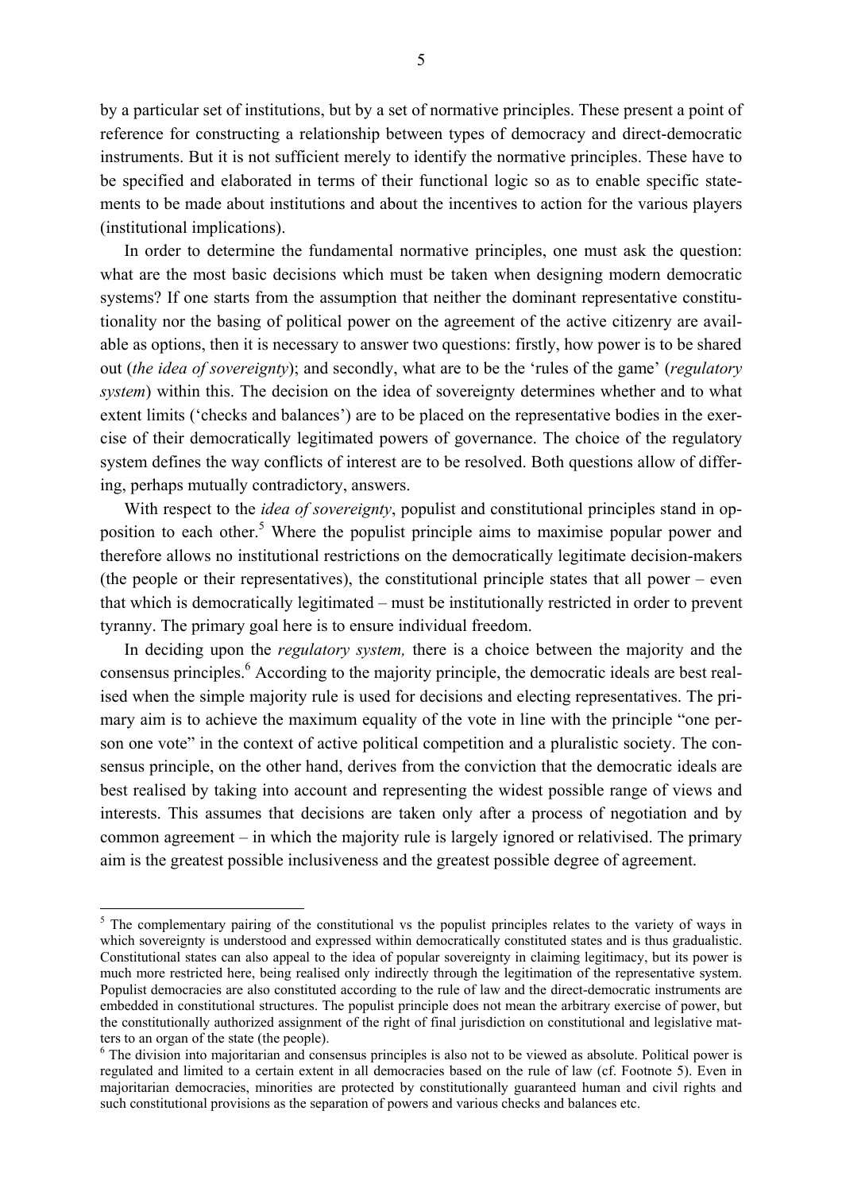by a particular set of institutions, but by a set of normative principles. These present a point of reference for constructing a relationship between types of democracy and direct-democratic instruments. But it is not sufficient merely to identify the normative principles. These have to be specified and elaborated in terms of their functional logic so as to enable specific statements to be made about institutions and about the incentives to action for the various players (institutional implications).

In order to determine the fundamental normative principles, one must ask the question: what are the most basic decisions which must be taken when designing modern democratic systems? If one starts from the assumption that neither the dominant representative constitutionality nor the basing of political power on the agreement of the active citizenry are available as options, then it is necessary to answer two questions: firstly, how power is to be shared out (*the idea of sovereignty*); and secondly, what are to be the 'rules of the game' (*regulatory system*) within this. The decision on the idea of sovereignty determines whether and to what extent limits ('checks and balances') are to be placed on the representative bodies in the exercise of their democratically legitimated powers of governance. The choice of the regulatory system defines the way conflicts of interest are to be resolved. Both questions allow of differing, perhaps mutually contradictory, answers.

With respect to the *idea of sovereignty*, populist and constitutional principles stand in opposition to each other.[5] Where the populist principle aims to maximise popular power and therefore allows no institutional restrictions on the democratically legitimate decision-makers (the people or their representatives), the constitutional principle states that all power – even that which is democratically legitimated – must be institutionally restricted in order to prevent tyranny. The primary goal here is to ensure individual freedom.

In deciding upon the *regulatory system,* there is a choice between the majority and the consensus principles.[6] According to the majority principle, the democratic ideals are best realised when the simple majority rule is used for decisions and electing representatives. The primary aim is to achieve the maximum equality of the vote in line with the principle "one person one vote" in the context of active political competition and a pluralistic society. The consensus principle, on the other hand, derives from the conviction that the democratic ideals are best realised by taking into account and representing the widest possible range of views and interests. This assumes that decisions are taken only after a process of negotiation and by common agreement – in which the majority rule is largely ignored or relativised. The primary aim is the greatest possible inclusiveness and the greatest possible degree of agreement.

---

[5] The complementary pairing of the constitutional vs the populist principles relates to the variety of ways in which sovereignty is understood and expressed within democratically constituted states and is thus gradualistic. Constitutional states can also appeal to the idea of popular sovereignty in claiming legitimacy, but its power is much more restricted here, being realised only indirectly through the legitimation of the representative system. Populist democracies are also constituted according to the rule of law and the direct-democratic instruments are embedded in constitutional structures. The populist principle does not mean the arbitrary exercise of power, but the constitutionally authorized assignment of the right of final jurisdiction on constitutional and legislative matters to an organ of the state (the people).

[6] The division into majoritarian and consensus principles is also not to be viewed as absolute. Political power is regulated and limited to a certain extent in all democracies based on the rule of law (cf. Footnote 5). Even in majoritarian democracies, minorities are protected by constitutionally guaranteed human and civil rights and such constitutional provisions as the separation of powers and various checks and balances etc.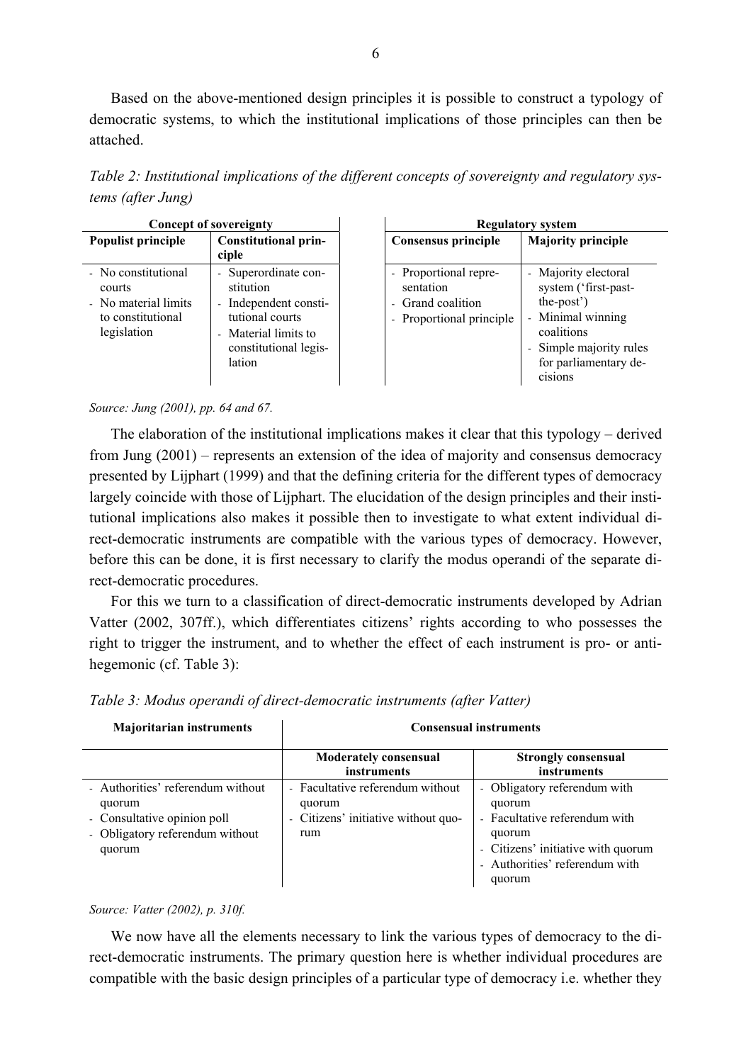Based on the above-mentioned design principles it is possible to construct a typology of democratic systems, to which the institutional implications of those principles can then be attached.

*Table 2: Institutional implications of the different concepts of sovereignty and regulatory systems (after Jung)*

| Concept of sovereignty | | Regulatory system | |
|---|---|---|---|
| **Populist principle** | **Constitutional principle** | **Consensus principle** | **Majority principle** |
| - No constitutional courts<br>- No material limits to constitutional legislation | - Superordinate constitution<br>- Independent constitutional courts<br>- Material limits to constitutional legislation | - Proportional representation<br>- Grand coalition<br>- Proportional principle | - Majority electoral system ('first-past-the-post')<br>- Minimal winning coalitions<br>- Simple majority rules for parliamentary decisions |

*Source: Jung (2001), pp. 64 and 67.*

The elaboration of the institutional implications makes it clear that this typology – derived from Jung (2001) – represents an extension of the idea of majority and consensus democracy presented by Lijphart (1999) and that the defining criteria for the different types of democracy largely coincide with those of Lijphart. The elucidation of the design principles and their institutional implications also makes it possible then to investigate to what extent individual direct-democratic instruments are compatible with the various types of democracy. However, before this can be done, it is first necessary to clarify the modus operandi of the separate direct-democratic procedures.

For this we turn to a classification of direct-democratic instruments developed by Adrian Vatter (2002, 307ff.), which differentiates citizens' rights according to who possesses the right to trigger the instrument, and to whether the effect of each instrument is pro- or anti-hegemonic (cf. Table 3):

*Table 3: Modus operandi of direct-democratic instruments (after Vatter)*

| Majoritarian instruments | Consensual instruments | |
|---|---|---|
| | **Moderately consensual instruments** | **Strongly consensual instruments** |
| - Authorities' referendum without quorum<br>- Consultative opinion poll<br>- Obligatory referendum without quorum | - Facultative referendum without quorum<br>- Citizens' initiative without quorum | - Obligatory referendum with quorum<br>- Facultative referendum with quorum<br>- Citizens' initiative with quorum<br>- Authorities' referendum with quorum |

*Source: Vatter (2002), p. 310f.*

We now have all the elements necessary to link the various types of democracy to the direct-democratic instruments. The primary question here is whether individual procedures are compatible with the basic design principles of a particular type of democracy i.e. whether they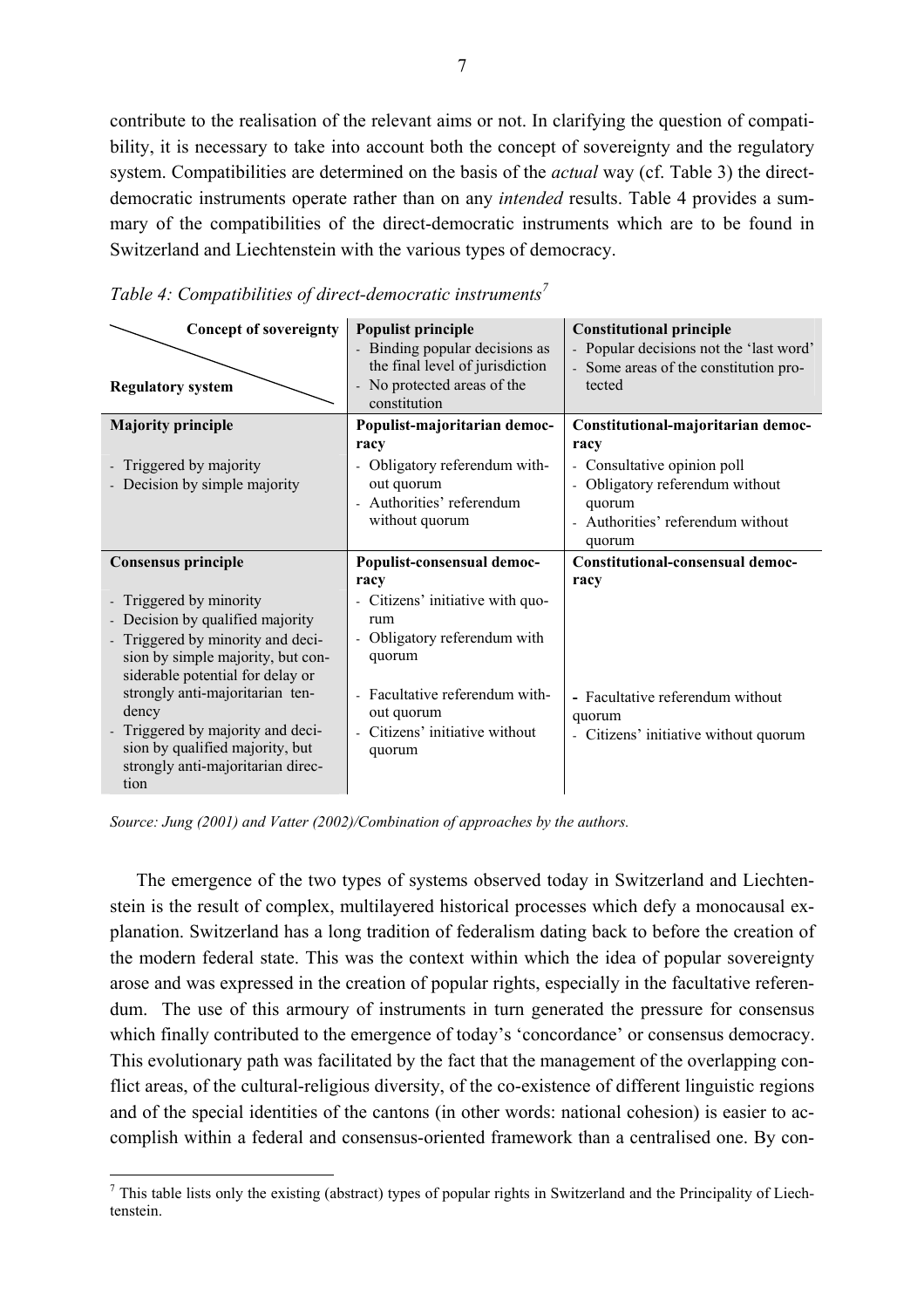contribute to the realisation of the relevant aims or not. In clarifying the question of compatibility, it is necessary to take into account both the concept of sovereignty and the regulatory system. Compatibilities are determined on the basis of the *actual* way (cf. Table 3) the direct-democratic instruments operate rather than on any *intended* results. Table 4 provides a summary of the compatibilities of the direct-democratic instruments which are to be found in Switzerland and Liechtenstein with the various types of democracy.

*Table 4: Compatibilities of direct-democratic instruments*[7]

| **Concept of sovereignty** / **Regulatory system** | **Populist principle**<br>- Binding popular decisions as the final level of jurisdiction<br>- No protected areas of the constitution | **Constitutional principle**<br>- Popular decisions not the 'last word'<br>- Some areas of the constitution protected |
|---|---|---|
| **Majority principle**<br>- Triggered by majority<br>- Decision by simple majority | **Populist-majoritarian democracy**<br>- Obligatory referendum without quorum<br>- Authorities' referendum without quorum | **Constitutional-majoritarian democracy**<br>- Consultative opinion poll<br>- Obligatory referendum without quorum<br>- Authorities' referendum without quorum |
| **Consensus principle**<br>- Triggered by minority<br>- Decision by qualified majority<br>- Triggered by minority and decision by simple majority, but considerable potential for delay or strongly anti-majoritarian tendency<br>- Triggered by majority and decision by qualified majority, but strongly anti-majoritarian direction | **Populist-consensual democracy**<br>- Citizens' initiative with quorum<br>- Obligatory referendum with quorum<br>- Facultative referendum without quorum<br>- Citizens' initiative without quorum | **Constitutional-consensual democracy**<br>- Facultative referendum without quorum<br>- Citizens' initiative without quorum |

*Source: Jung (2001) and Vatter (2002)/Combination of approaches by the authors.*

The emergence of the two types of systems observed today in Switzerland and Liechtenstein is the result of complex, multilayered historical processes which defy a monocausal explanation. Switzerland has a long tradition of federalism dating back to before the creation of the modern federal state. This was the context within which the idea of popular sovereignty arose and was expressed in the creation of popular rights, especially in the facultative referendum. The use of this armoury of instruments in turn generated the pressure for consensus which finally contributed to the emergence of today's 'concordance' or consensus democracy. This evolutionary path was facilitated by the fact that the management of the overlapping conflict areas, of the cultural-religious diversity, of the co-existence of different linguistic regions and of the special identities of the cantons (in other words: national cohesion) is easier to accomplish within a federal and consensus-oriented framework than a centralised one. By con-

[7] This table lists only the existing (abstract) types of popular rights in Switzerland and the Principality of Liechtenstein.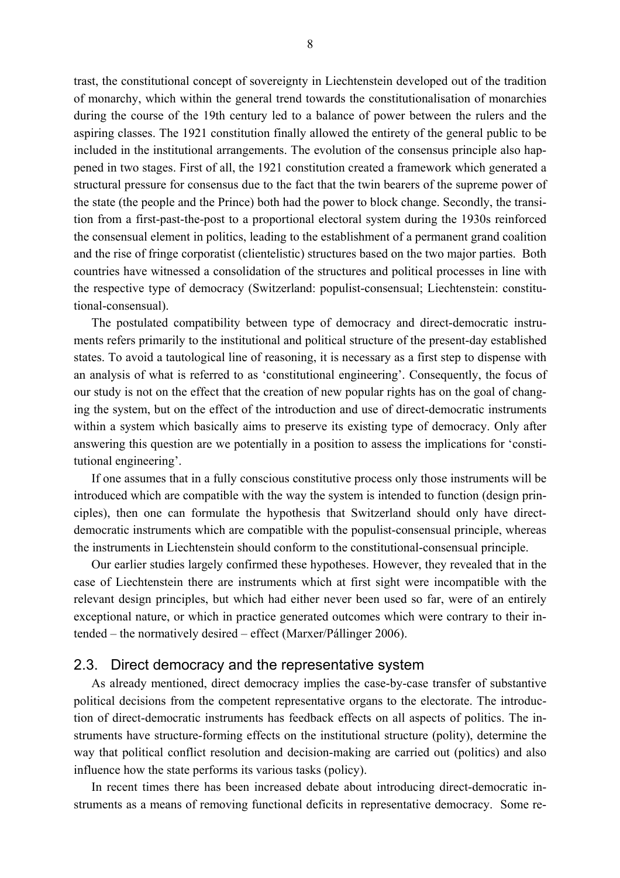trast, the constitutional concept of sovereignty in Liechtenstein developed out of the tradition of monarchy, which within the general trend towards the constitutionalisation of monarchies during the course of the 19th century led to a balance of power between the rulers and the aspiring classes. The 1921 constitution finally allowed the entirety of the general public to be included in the institutional arrangements. The evolution of the consensus principle also happened in two stages. First of all, the 1921 constitution created a framework which generated a structural pressure for consensus due to the fact that the twin bearers of the supreme power of the state (the people and the Prince) both had the power to block change. Secondly, the transition from a first-past-the-post to a proportional electoral system during the 1930s reinforced the consensual element in politics, leading to the establishment of a permanent grand coalition and the rise of fringe corporatist (clientelistic) structures based on the two major parties. Both countries have witnessed a consolidation of the structures and political processes in line with the respective type of democracy (Switzerland: populist-consensual; Liechtenstein: constitutional-consensual).

The postulated compatibility between type of democracy and direct-democratic instruments refers primarily to the institutional and political structure of the present-day established states. To avoid a tautological line of reasoning, it is necessary as a first step to dispense with an analysis of what is referred to as 'constitutional engineering'. Consequently, the focus of our study is not on the effect that the creation of new popular rights has on the goal of changing the system, but on the effect of the introduction and use of direct-democratic instruments within a system which basically aims to preserve its existing type of democracy. Only after answering this question are we potentially in a position to assess the implications for 'constitutional engineering'.

If one assumes that in a fully conscious constitutive process only those instruments will be introduced which are compatible with the way the system is intended to function (design principles), then one can formulate the hypothesis that Switzerland should only have direct-democratic instruments which are compatible with the populist-consensual principle, whereas the instruments in Liechtenstein should conform to the constitutional-consensual principle.

Our earlier studies largely confirmed these hypotheses. However, they revealed that in the case of Liechtenstein there are instruments which at first sight were incompatible with the relevant design principles, but which had either never been used so far, were of an entirely exceptional nature, or which in practice generated outcomes which were contrary to their intended – the normatively desired – effect (Marxer/Pállinger 2006).

## 2.3. Direct democracy and the representative system

As already mentioned, direct democracy implies the case-by-case transfer of substantive political decisions from the competent representative organs to the electorate. The introduction of direct-democratic instruments has feedback effects on all aspects of politics. The instruments have structure-forming effects on the institutional structure (polity), determine the way that political conflict resolution and decision-making are carried out (politics) and also influence how the state performs its various tasks (policy).

In recent times there has been increased debate about introducing direct-democratic instruments as a means of removing functional deficits in representative democracy. Some re-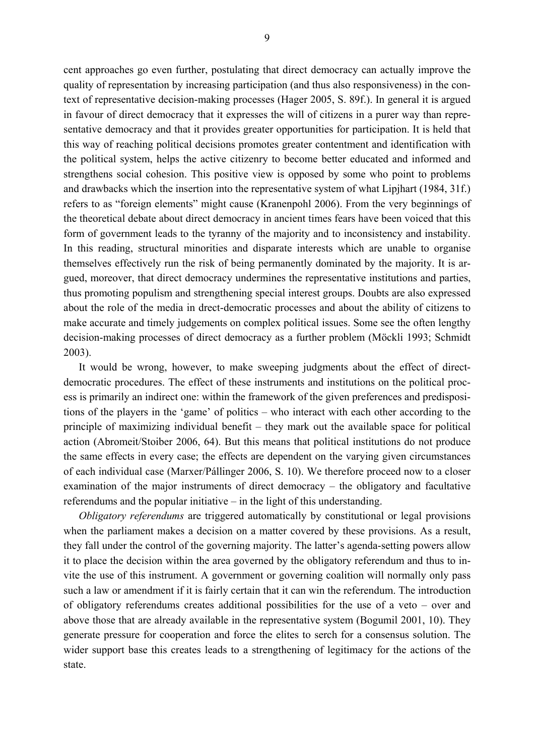cent approaches go even further, postulating that direct democracy can actually improve the quality of representation by increasing participation (and thus also responsiveness) in the context of representative decision-making processes (Hager 2005, S. 89f.). In general it is argued in favour of direct democracy that it expresses the will of citizens in a purer way than representative democracy and that it provides greater opportunities for participation. It is held that this way of reaching political decisions promotes greater contentment and identification with the political system, helps the active citizenry to become better educated and informed and strengthens social cohesion. This positive view is opposed by some who point to problems and drawbacks which the insertion into the representative system of what Lipjhart (1984, 31f.) refers to as "foreign elements" might cause (Kranenpohl 2006). From the very beginnings of the theoretical debate about direct democracy in ancient times fears have been voiced that this form of government leads to the tyranny of the majority and to inconsistency and instability. In this reading, structural minorities and disparate interests which are unable to organise themselves effectively run the risk of being permanently dominated by the majority. It is argued, moreover, that direct democracy undermines the representative institutions and parties, thus promoting populism and strengthening special interest groups. Doubts are also expressed about the role of the media in drect-democratic processes and about the ability of citizens to make accurate and timely judgements on complex political issues. Some see the often lengthy decision-making processes of direct democracy as a further problem (Möckli 1993; Schmidt 2003).

It would be wrong, however, to make sweeping judgments about the effect of direct-democratic procedures. The effect of these instruments and institutions on the political process is primarily an indirect one: within the framework of the given preferences and predispositions of the players in the 'game' of politics – who interact with each other according to the principle of maximizing individual benefit – they mark out the available space for political action (Abromeit/Stoiber 2006, 64). But this means that political institutions do not produce the same effects in every case; the effects are dependent on the varying given circumstances of each individual case (Marxer/Pállinger 2006, S. 10). We therefore proceed now to a closer examination of the major instruments of direct democracy – the obligatory and facultative referendums and the popular initiative – in the light of this understanding.

*Obligatory referendums* are triggered automatically by constitutional or legal provisions when the parliament makes a decision on a matter covered by these provisions. As a result, they fall under the control of the governing majority. The latter's agenda-setting powers allow it to place the decision within the area governed by the obligatory referendum and thus to invite the use of this instrument. A government or governing coalition will normally only pass such a law or amendment if it is fairly certain that it can win the referendum. The introduction of obligatory referendums creates additional possibilities for the use of a veto – over and above those that are already available in the representative system (Bogumil 2001, 10). They generate pressure for cooperation and force the elites to serch for a consensus solution. The wider support base this creates leads to a strengthening of legitimacy for the actions of the state.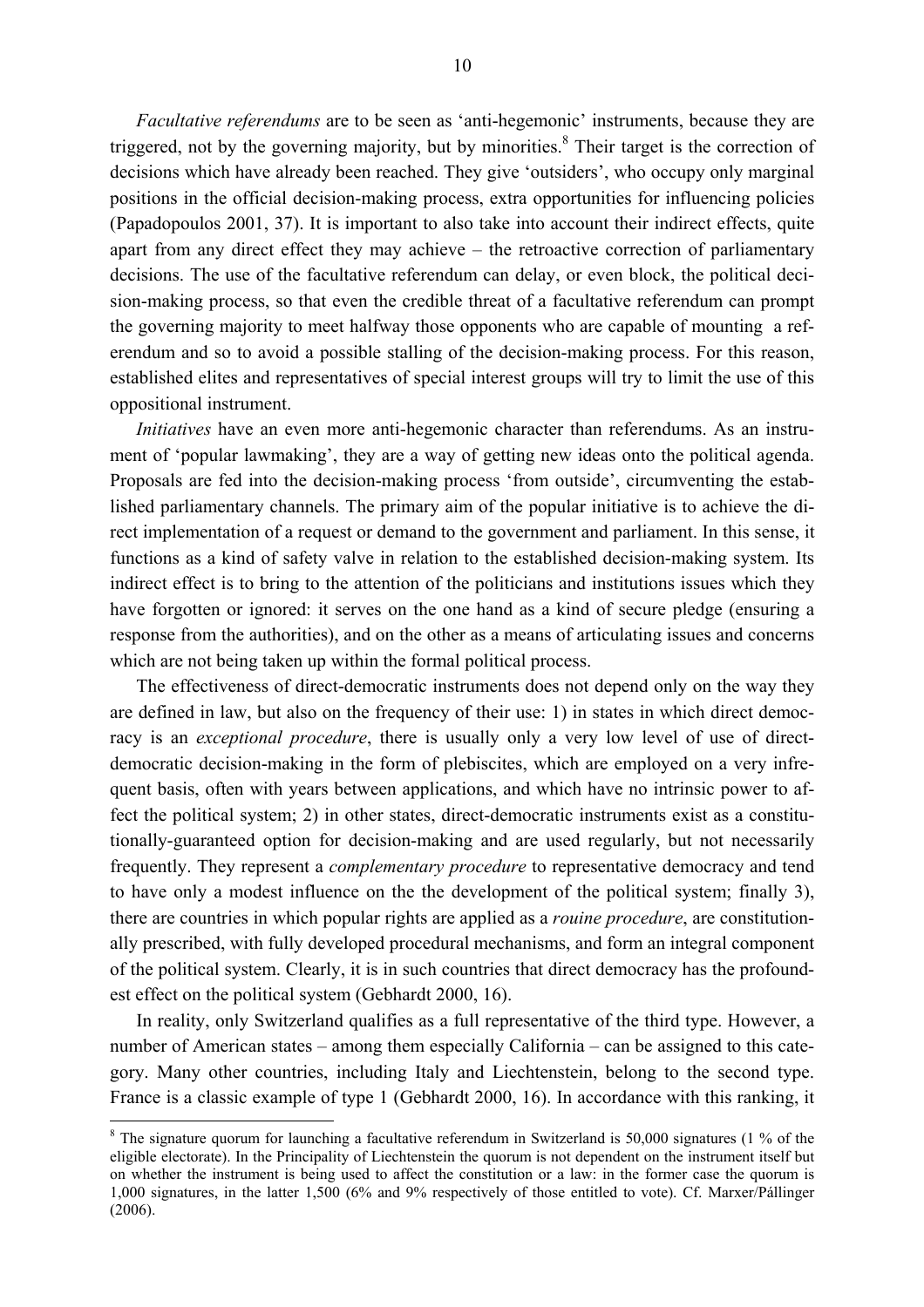*Facultative referendums* are to be seen as 'anti-hegemonic' instruments, because they are triggered, not by the governing majority, but by minorities.[8] Their target is the correction of decisions which have already been reached. They give 'outsiders', who occupy only marginal positions in the official decision-making process, extra opportunities for influencing policies (Papadopoulos 2001, 37). It is important to also take into account their indirect effects, quite apart from any direct effect they may achieve – the retroactive correction of parliamentary decisions. The use of the facultative referendum can delay, or even block, the political decision-making process, so that even the credible threat of a facultative referendum can prompt the governing majority to meet halfway those opponents who are capable of mounting a referendum and so to avoid a possible stalling of the decision-making process. For this reason, established elites and representatives of special interest groups will try to limit the use of this oppositional instrument.

*Initiatives* have an even more anti-hegemonic character than referendums. As an instrument of 'popular lawmaking', they are a way of getting new ideas onto the political agenda. Proposals are fed into the decision-making process 'from outside', circumventing the established parliamentary channels. The primary aim of the popular initiative is to achieve the direct implementation of a request or demand to the government and parliament. In this sense, it functions as a kind of safety valve in relation to the established decision-making system. Its indirect effect is to bring to the attention of the politicians and institutions issues which they have forgotten or ignored: it serves on the one hand as a kind of secure pledge (ensuring a response from the authorities), and on the other as a means of articulating issues and concerns which are not being taken up within the formal political process.

The effectiveness of direct-democratic instruments does not depend only on the way they are defined in law, but also on the frequency of their use: 1) in states in which direct democracy is an *exceptional procedure*, there is usually only a very low level of use of direct-democratic decision-making in the form of plebiscites, which are employed on a very infrequent basis, often with years between applications, and which have no intrinsic power to affect the political system; 2) in other states, direct-democratic instruments exist as a constitutionally-guaranteed option for decision-making and are used regularly, but not necessarily frequently. They represent a *complementary procedure* to representative democracy and tend to have only a modest influence on the the development of the political system; finally 3), there are countries in which popular rights are applied as a *rouine procedure*, are constitutionally prescribed, with fully developed procedural mechanisms, and form an integral component of the political system. Clearly, it is in such countries that direct democracy has the profoundest effect on the political system (Gebhardt 2000, 16).

In reality, only Switzerland qualifies as a full representative of the third type. However, a number of American states – among them especially California – can be assigned to this category. Many other countries, including Italy and Liechtenstein, belong to the second type. France is a classic example of type 1 (Gebhardt 2000, 16). In accordance with this ranking, it

---

[8] The signature quorum for launching a facultative referendum in Switzerland is 50,000 signatures (1 % of the eligible electorate). In the Principality of Liechtenstein the quorum is not dependent on the instrument itself but on whether the instrument is being used to affect the constitution or a law: in the former case the quorum is 1,000 signatures, in the latter 1,500 (6% and 9% respectively of those entitled to vote). Cf. Marxer/Pállinger (2006).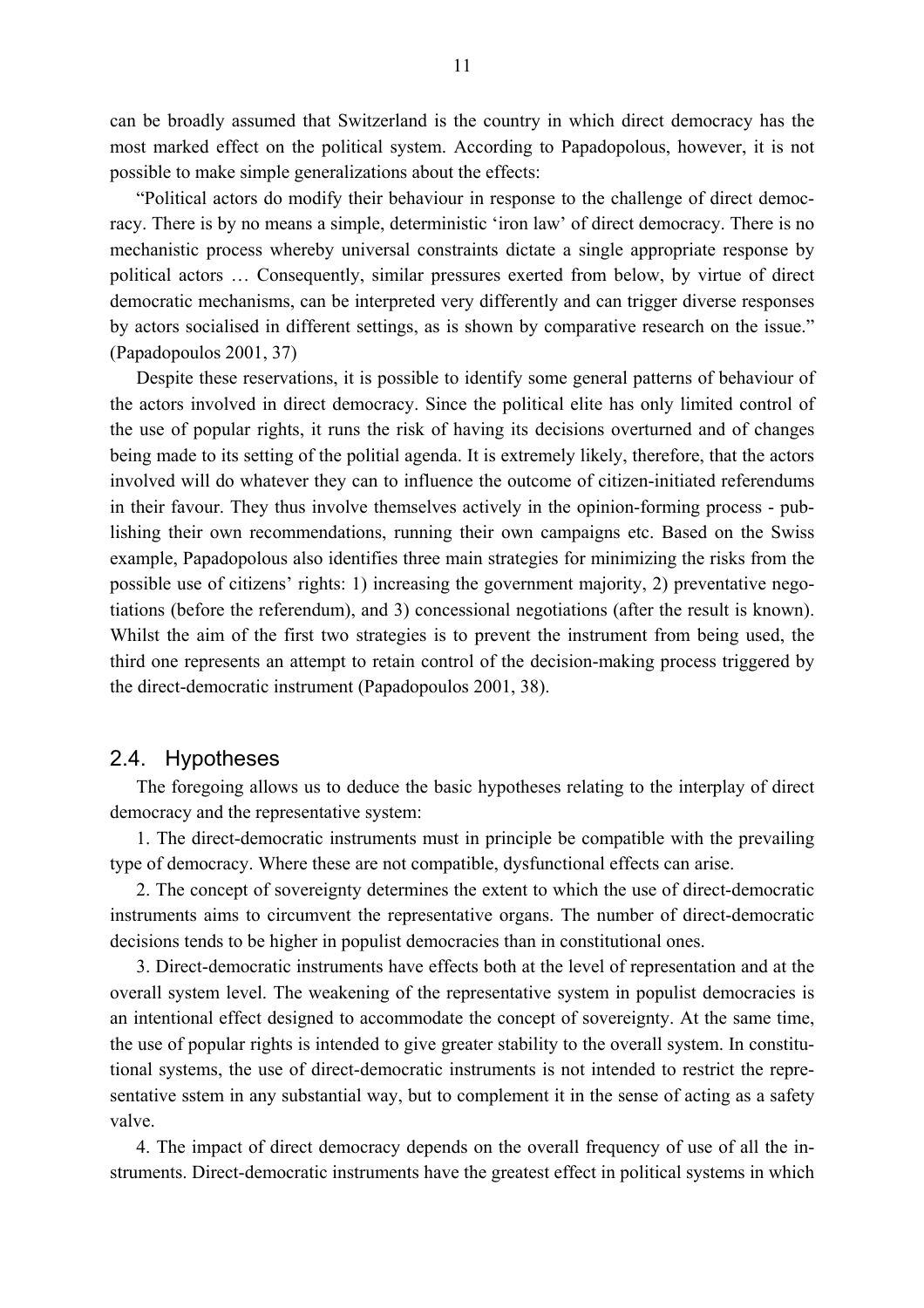can be broadly assumed that Switzerland is the country in which direct democracy has the most marked effect on the political system. According to Papadopolous, however, it is not possible to make simple generalizations about the effects:

"Political actors do modify their behaviour in response to the challenge of direct democracy. There is by no means a simple, deterministic 'iron law' of direct democracy. There is no mechanistic process whereby universal constraints dictate a single appropriate response by political actors … Consequently, similar pressures exerted from below, by virtue of direct democratic mechanisms, can be interpreted very differently and can trigger diverse responses by actors socialised in different settings, as is shown by comparative research on the issue." (Papadopoulos 2001, 37)

Despite these reservations, it is possible to identify some general patterns of behaviour of the actors involved in direct democracy. Since the political elite has only limited control of the use of popular rights, it runs the risk of having its decisions overturned and of changes being made to its setting of the politial agenda. It is extremely likely, therefore, that the actors involved will do whatever they can to influence the outcome of citizen-initiated referendums in their favour. They thus involve themselves actively in the opinion-forming process - publishing their own recommendations, running their own campaigns etc. Based on the Swiss example, Papadopolous also identifies three main strategies for minimizing the risks from the possible use of citizens' rights: 1) increasing the government majority, 2) preventative negotiations (before the referendum), and 3) concessional negotiations (after the result is known). Whilst the aim of the first two strategies is to prevent the instrument from being used, the third one represents an attempt to retain control of the decision-making process triggered by the direct-democratic instrument (Papadopoulos 2001, 38).

## 2.4. Hypotheses

The foregoing allows us to deduce the basic hypotheses relating to the interplay of direct democracy and the representative system:

1. The direct-democratic instruments must in principle be compatible with the prevailing type of democracy. Where these are not compatible, dysfunctional effects can arise.

2. The concept of sovereignty determines the extent to which the use of direct-democratic instruments aims to circumvent the representative organs. The number of direct-democratic decisions tends to be higher in populist democracies than in constitutional ones.

3. Direct-democratic instruments have effects both at the level of representation and at the overall system level. The weakening of the representative system in populist democracies is an intentional effect designed to accommodate the concept of sovereignty. At the same time, the use of popular rights is intended to give greater stability to the overall system. In constitutional systems, the use of direct-democratic instruments is not intended to restrict the representative sstem in any substantial way, but to complement it in the sense of acting as a safety valve.

4. The impact of direct democracy depends on the overall frequency of use of all the instruments. Direct-democratic instruments have the greatest effect in political systems in which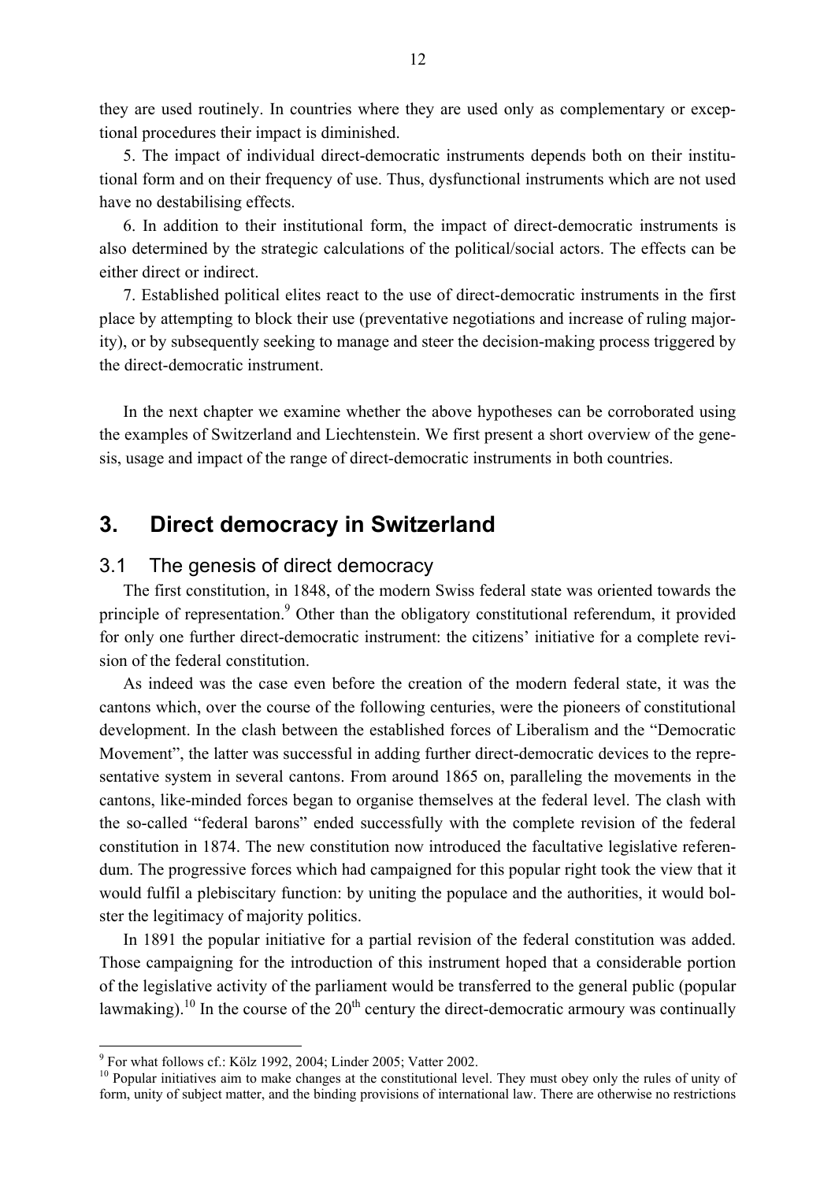they are used routinely. In countries where they are used only as complementary or exceptional procedures their impact is diminished.

5. The impact of individual direct-democratic instruments depends both on their institutional form and on their frequency of use. Thus, dysfunctional instruments which are not used have no destabilising effects.

6. In addition to their institutional form, the impact of direct-democratic instruments is also determined by the strategic calculations of the political/social actors. The effects can be either direct or indirect.

7. Established political elites react to the use of direct-democratic instruments in the first place by attempting to block their use (preventative negotiations and increase of ruling majority), or by subsequently seeking to manage and steer the decision-making process triggered by the direct-democratic instrument.

In the next chapter we examine whether the above hypotheses can be corroborated using the examples of Switzerland and Liechtenstein. We first present a short overview of the genesis, usage and impact of the range of direct-democratic instruments in both countries.

## 3. Direct democracy in Switzerland

### 3.1 The genesis of direct democracy

The first constitution, in 1848, of the modern Swiss federal state was oriented towards the principle of representation.[9] Other than the obligatory constitutional referendum, it provided for only one further direct-democratic instrument: the citizens' initiative for a complete revision of the federal constitution.

As indeed was the case even before the creation of the modern federal state, it was the cantons which, over the course of the following centuries, were the pioneers of constitutional development. In the clash between the established forces of Liberalism and the "Democratic Movement", the latter was successful in adding further direct-democratic devices to the representative system in several cantons. From around 1865 on, paralleling the movements in the cantons, like-minded forces began to organise themselves at the federal level. The clash with the so-called "federal barons" ended successfully with the complete revision of the federal constitution in 1874. The new constitution now introduced the facultative legislative referendum. The progressive forces which had campaigned for this popular right took the view that it would fulfil a plebiscitary function: by uniting the populace and the authorities, it would bolster the legitimacy of majority politics.

In 1891 the popular initiative for a partial revision of the federal constitution was added. Those campaigning for the introduction of this instrument hoped that a considerable portion of the legislative activity of the parliament would be transferred to the general public (popular lawmaking).[10] In the course of the 20th century the direct-democratic armoury was continually

[9] For what follows cf.: Kölz 1992, 2004; Linder 2005; Vatter 2002.

[10] Popular initiatives aim to make changes at the constitutional level. They must obey only the rules of unity of form, unity of subject matter, and the binding provisions of international law. There are otherwise no restrictions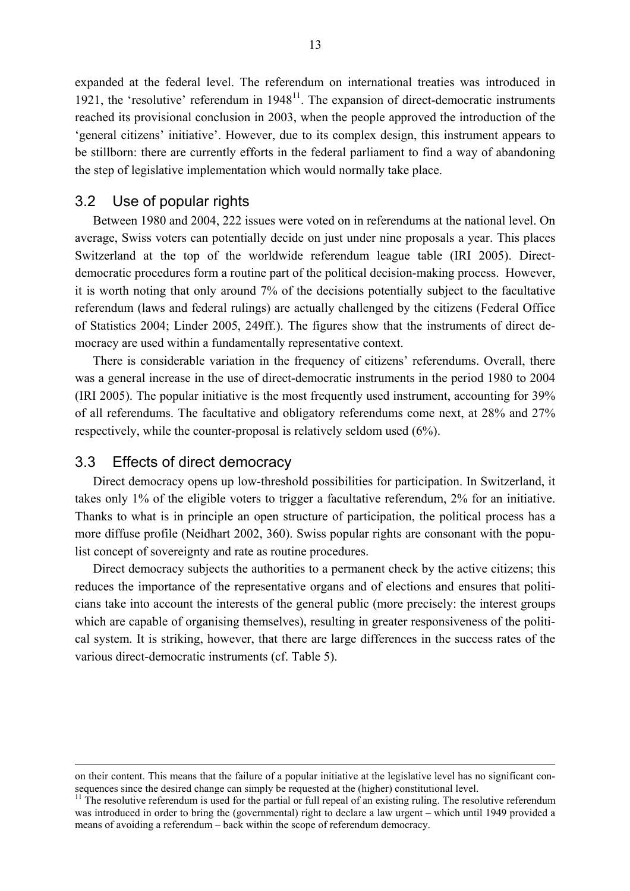expanded at the federal level. The referendum on international treaties was introduced in 1921, the 'resolutive' referendum in 1948[11]. The expansion of direct-democratic instruments reached its provisional conclusion in 2003, when the people approved the introduction of the 'general citizens' initiative'. However, due to its complex design, this instrument appears to be stillborn: there are currently efforts in the federal parliament to find a way of abandoning the step of legislative implementation which would normally take place.

## 3.2 Use of popular rights

Between 1980 and 2004, 222 issues were voted on in referendums at the national level. On average, Swiss voters can potentially decide on just under nine proposals a year. This places Switzerland at the top of the worldwide referendum league table (IRI 2005). Direct-democratic procedures form a routine part of the political decision-making process. However, it is worth noting that only around 7% of the decisions potentially subject to the facultative referendum (laws and federal rulings) are actually challenged by the citizens (Federal Office of Statistics 2004; Linder 2005, 249ff.). The figures show that the instruments of direct democracy are used within a fundamentally representative context.

There is considerable variation in the frequency of citizens' referendums. Overall, there was a general increase in the use of direct-democratic instruments in the period 1980 to 2004 (IRI 2005). The popular initiative is the most frequently used instrument, accounting for 39% of all referendums. The facultative and obligatory referendums come next, at 28% and 27% respectively, while the counter-proposal is relatively seldom used (6%).

## 3.3 Effects of direct democracy

Direct democracy opens up low-threshold possibilities for participation. In Switzerland, it takes only 1% of the eligible voters to trigger a facultative referendum, 2% for an initiative. Thanks to what is in principle an open structure of participation, the political process has a more diffuse profile (Neidhart 2002, 360). Swiss popular rights are consonant with the populist concept of sovereignty and rate as routine procedures.

Direct democracy subjects the authorities to a permanent check by the active citizens; this reduces the importance of the representative organs and of elections and ensures that politicians take into account the interests of the general public (more precisely: the interest groups which are capable of organising themselves), resulting in greater responsiveness of the political system. It is striking, however, that there are large differences in the success rates of the various direct-democratic instruments (cf. Table 5).

---

on their content. This means that the failure of a popular initiative at the legislative level has no significant consequences since the desired change can simply be requested at the (higher) constitutional level.

[11] The resolutive referendum is used for the partial or full repeal of an existing ruling. The resolutive referendum was introduced in order to bring the (governmental) right to declare a law urgent – which until 1949 provided a means of avoiding a referendum – back within the scope of referendum democracy.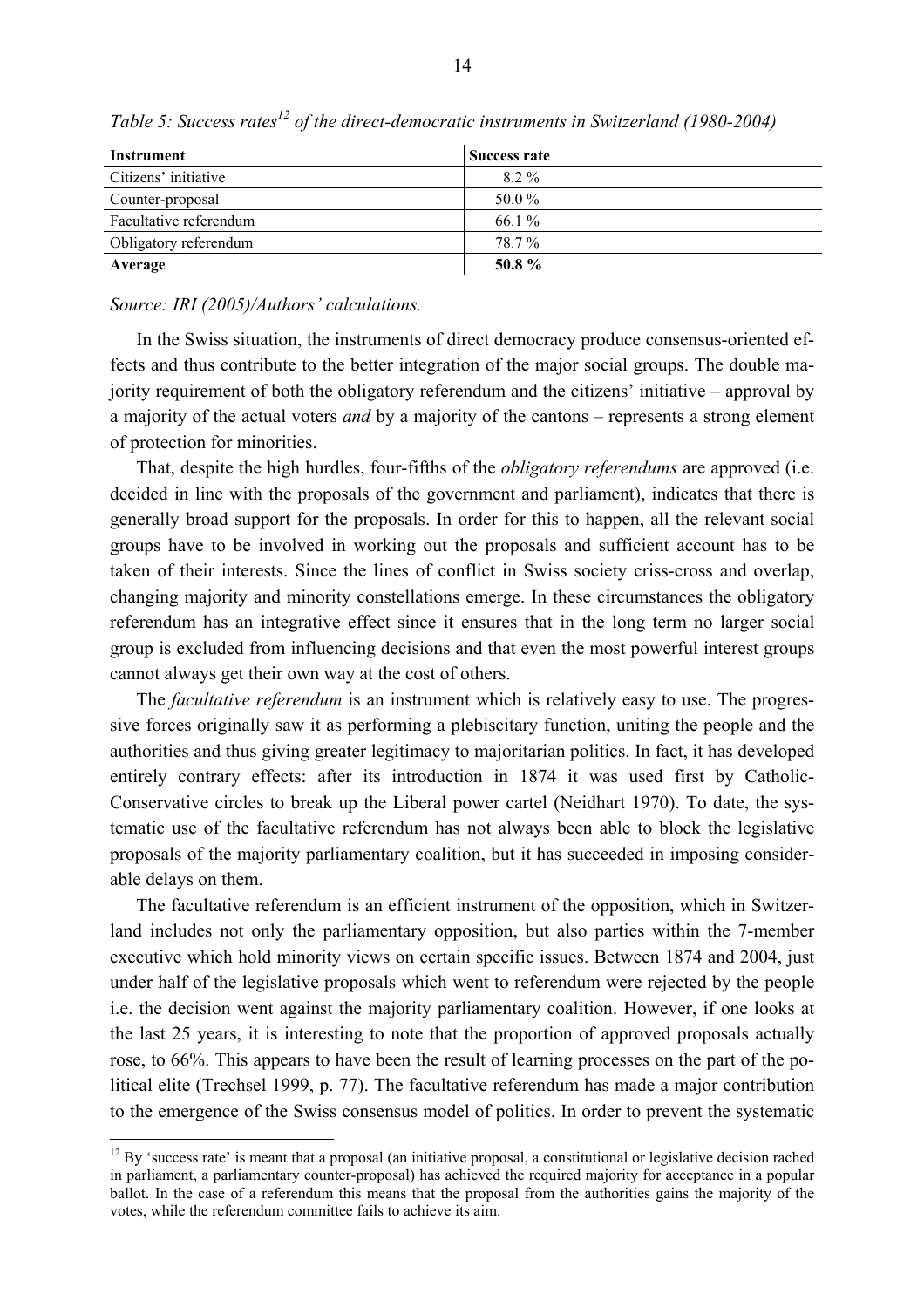*Table 5: Success rates[12] of the direct-democratic instruments in Switzerland (1980-2004)*

| Instrument | Success rate |
|---|---|
| Citizens' initiative | 8.2 % |
| Counter-proposal | 50.0 % |
| Facultative referendum | 66.1 % |
| Obligatory referendum | 78.7 % |
| **Average** | **50.8 %** |

*Source: IRI (2005)/Authors' calculations.*

In the Swiss situation, the instruments of direct democracy produce consensus-oriented effects and thus contribute to the better integration of the major social groups. The double majority requirement of both the obligatory referendum and the citizens' initiative – approval by a majority of the actual voters *and* by a majority of the cantons – represents a strong element of protection for minorities.

That, despite the high hurdles, four-fifths of the *obligatory referendums* are approved (i.e. decided in line with the proposals of the government and parliament), indicates that there is generally broad support for the proposals. In order for this to happen, all the relevant social groups have to be involved in working out the proposals and sufficient account has to be taken of their interests. Since the lines of conflict in Swiss society criss-cross and overlap, changing majority and minority constellations emerge. In these circumstances the obligatory referendum has an integrative effect since it ensures that in the long term no larger social group is excluded from influencing decisions and that even the most powerful interest groups cannot always get their own way at the cost of others.

The *facultative referendum* is an instrument which is relatively easy to use. The progressive forces originally saw it as performing a plebiscitary function, uniting the people and the authorities and thus giving greater legitimacy to majoritarian politics. In fact, it has developed entirely contrary effects: after its introduction in 1874 it was used first by Catholic-Conservative circles to break up the Liberal power cartel (Neidhart 1970). To date, the systematic use of the facultative referendum has not always been able to block the legislative proposals of the majority parliamentary coalition, but it has succeeded in imposing considerable delays on them.

The facultative referendum is an efficient instrument of the opposition, which in Switzerland includes not only the parliamentary opposition, but also parties within the 7-member executive which hold minority views on certain specific issues. Between 1874 and 2004, just under half of the legislative proposals which went to referendum were rejected by the people i.e. the decision went against the majority parliamentary coalition. However, if one looks at the last 25 years, it is interesting to note that the proportion of approved proposals actually rose, to 66%. This appears to have been the result of learning processes on the part of the political elite (Trechsel 1999, p. 77). The facultative referendum has made a major contribution to the emergence of the Swiss consensus model of politics. In order to prevent the systematic

[12] By 'success rate' is meant that a proposal (an initiative proposal, a constitutional or legislative decision rached in parliament, a parliamentary counter-proposal) has achieved the required majority for acceptance in a popular ballot. In the case of a referendum this means that the proposal from the authorities gains the majority of the votes, while the referendum committee fails to achieve its aim.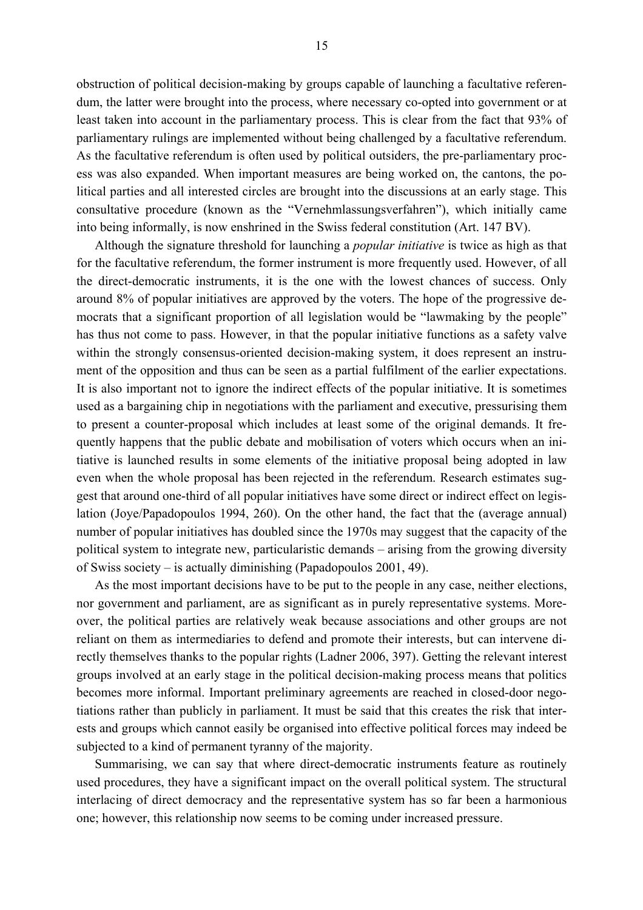obstruction of political decision-making by groups capable of launching a facultative referendum, the latter were brought into the process, where necessary co-opted into government or at least taken into account in the parliamentary process. This is clear from the fact that 93% of parliamentary rulings are implemented without being challenged by a facultative referendum. As the facultative referendum is often used by political outsiders, the pre-parliamentary process was also expanded. When important measures are being worked on, the cantons, the political parties and all interested circles are brought into the discussions at an early stage. This consultative procedure (known as the "Vernehmlassungsverfahren"), which initially came into being informally, is now enshrined in the Swiss federal constitution (Art. 147 BV).

Although the signature threshold for launching a *popular initiative* is twice as high as that for the facultative referendum, the former instrument is more frequently used. However, of all the direct-democratic instruments, it is the one with the lowest chances of success. Only around 8% of popular initiatives are approved by the voters. The hope of the progressive democrats that a significant proportion of all legislation would be "lawmaking by the people" has thus not come to pass. However, in that the popular initiative functions as a safety valve within the strongly consensus-oriented decision-making system, it does represent an instrument of the opposition and thus can be seen as a partial fulfilment of the earlier expectations. It is also important not to ignore the indirect effects of the popular initiative. It is sometimes used as a bargaining chip in negotiations with the parliament and executive, pressurising them to present a counter-proposal which includes at least some of the original demands. It frequently happens that the public debate and mobilisation of voters which occurs when an initiative is launched results in some elements of the initiative proposal being adopted in law even when the whole proposal has been rejected in the referendum. Research estimates suggest that around one-third of all popular initiatives have some direct or indirect effect on legislation (Joye/Papadopoulos 1994, 260). On the other hand, the fact that the (average annual) number of popular initiatives has doubled since the 1970s may suggest that the capacity of the political system to integrate new, particularistic demands – arising from the growing diversity of Swiss society – is actually diminishing (Papadopoulos 2001, 49).

As the most important decisions have to be put to the people in any case, neither elections, nor government and parliament, are as significant as in purely representative systems. Moreover, the political parties are relatively weak because associations and other groups are not reliant on them as intermediaries to defend and promote their interests, but can intervene directly themselves thanks to the popular rights (Ladner 2006, 397). Getting the relevant interest groups involved at an early stage in the political decision-making process means that politics becomes more informal. Important preliminary agreements are reached in closed-door negotiations rather than publicly in parliament. It must be said that this creates the risk that interests and groups which cannot easily be organised into effective political forces may indeed be subjected to a kind of permanent tyranny of the majority.

Summarising, we can say that where direct-democratic instruments feature as routinely used procedures, they have a significant impact on the overall political system. The structural interlacing of direct democracy and the representative system has so far been a harmonious one; however, this relationship now seems to be coming under increased pressure.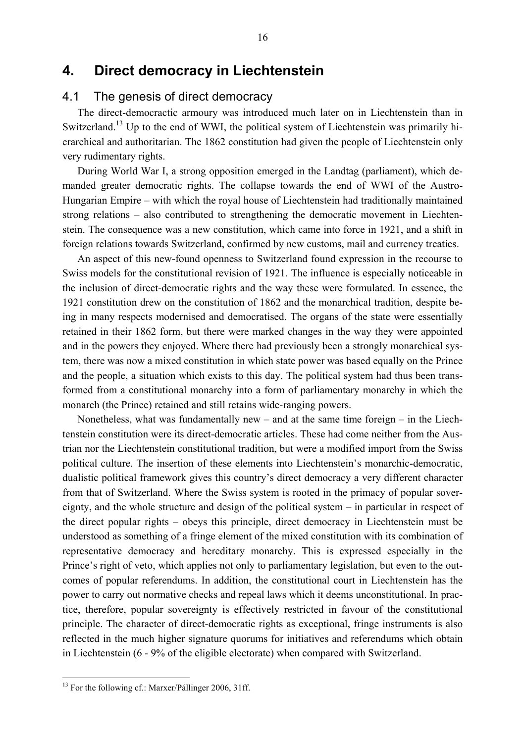# 4. Direct democracy in Liechtenstein

## 4.1 The genesis of direct democracy

The direct-democractic armoury was introduced much later on in Liechtenstein than in Switzerland.[13] Up to the end of WWI, the political system of Liechtenstein was primarily hierarchical and authoritarian. The 1862 constitution had given the people of Liechtenstein only very rudimentary rights.

During World War I, a strong opposition emerged in the Landtag (parliament), which demanded greater democratic rights. The collapse towards the end of WWI of the Austro-Hungarian Empire – with which the royal house of Liechtenstein had traditionally maintained strong relations – also contributed to strengthening the democratic movement in Liechtenstein. The consequence was a new constitution, which came into force in 1921, and a shift in foreign relations towards Switzerland, confirmed by new customs, mail and currency treaties.

An aspect of this new-found openness to Switzerland found expression in the recourse to Swiss models for the constitutional revision of 1921. The influence is especially noticeable in the inclusion of direct-democratic rights and the way these were formulated. In essence, the 1921 constitution drew on the constitution of 1862 and the monarchical tradition, despite being in many respects modernised and democratised. The organs of the state were essentially retained in their 1862 form, but there were marked changes in the way they were appointed and in the powers they enjoyed. Where there had previously been a strongly monarchical system, there was now a mixed constitution in which state power was based equally on the Prince and the people, a situation which exists to this day. The political system had thus been transformed from a constitutional monarchy into a form of parliamentary monarchy in which the monarch (the Prince) retained and still retains wide-ranging powers.

Nonetheless, what was fundamentally new – and at the same time foreign – in the Liechtenstein constitution were its direct-democratic articles. These had come neither from the Austrian nor the Liechtenstein constitutional tradition, but were a modified import from the Swiss political culture. The insertion of these elements into Liechtenstein's monarchic-democratic, dualistic political framework gives this country's direct democracy a very different character from that of Switzerland. Where the Swiss system is rooted in the primacy of popular sovereignty, and the whole structure and design of the political system – in particular in respect of the direct popular rights – obeys this principle, direct democracy in Liechtenstein must be understood as something of a fringe element of the mixed constitution with its combination of representative democracy and hereditary monarchy. This is expressed especially in the Prince's right of veto, which applies not only to parliamentary legislation, but even to the outcomes of popular referendums. In addition, the constitutional court in Liechtenstein has the power to carry out normative checks and repeal laws which it deems unconstitutional. In practice, therefore, popular sovereignty is effectively restricted in favour of the constitutional principle. The character of direct-democratic rights as exceptional, fringe instruments is also reflected in the much higher signature quorums for initiatives and referendums which obtain in Liechtenstein (6 - 9% of the eligible electorate) when compared with Switzerland.

[13] For the following cf.: Marxer/Pállinger 2006, 31ff.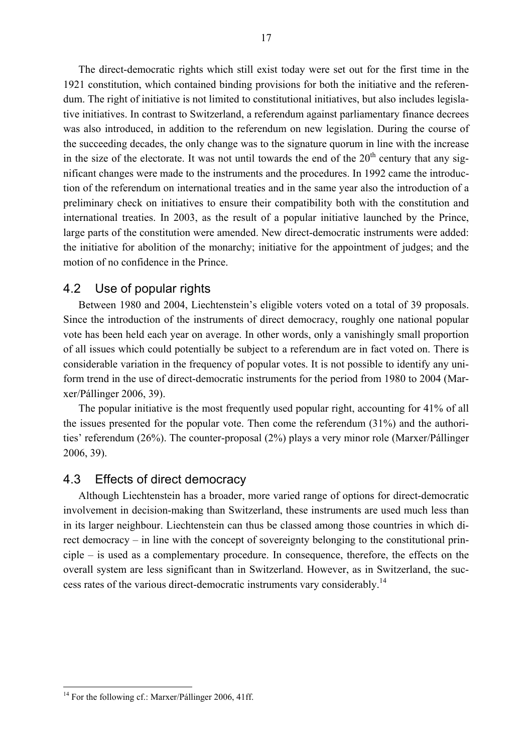The direct-democratic rights which still exist today were set out for the first time in the 1921 constitution, which contained binding provisions for both the initiative and the referendum. The right of initiative is not limited to constitutional initiatives, but also includes legislative initiatives. In contrast to Switzerland, a referendum against parliamentary finance decrees was also introduced, in addition to the referendum on new legislation. During the course of the succeeding decades, the only change was to the signature quorum in line with the increase in the size of the electorate. It was not until towards the end of the 20th century that any significant changes were made to the instruments and the procedures. In 1992 came the introduction of the referendum on international treaties and in the same year also the introduction of a preliminary check on initiatives to ensure their compatibility both with the constitution and international treaties. In 2003, as the result of a popular initiative launched by the Prince, large parts of the constitution were amended. New direct-democratic instruments were added: the initiative for abolition of the monarchy; initiative for the appointment of judges; and the motion of no confidence in the Prince.

## 4.2 Use of popular rights

Between 1980 and 2004, Liechtenstein's eligible voters voted on a total of 39 proposals. Since the introduction of the instruments of direct democracy, roughly one national popular vote has been held each year on average. In other words, only a vanishingly small proportion of all issues which could potentially be subject to a referendum are in fact voted on. There is considerable variation in the frequency of popular votes. It is not possible to identify any uniform trend in the use of direct-democratic instruments for the period from 1980 to 2004 (Marxer/Pállinger 2006, 39).

The popular initiative is the most frequently used popular right, accounting for 41% of all the issues presented for the popular vote. Then come the referendum (31%) and the authorities' referendum (26%). The counter-proposal (2%) plays a very minor role (Marxer/Pállinger 2006, 39).

## 4.3 Effects of direct democracy

Although Liechtenstein has a broader, more varied range of options for direct-democratic involvement in decision-making than Switzerland, these instruments are used much less than in its larger neighbour. Liechtenstein can thus be classed among those countries in which direct democracy – in line with the concept of sovereignty belonging to the constitutional principle – is used as a complementary procedure. In consequence, therefore, the effects on the overall system are less significant than in Switzerland. However, as in Switzerland, the success rates of the various direct-democratic instruments vary considerably.[14]

[14] For the following cf.: Marxer/Pállinger 2006, 41ff.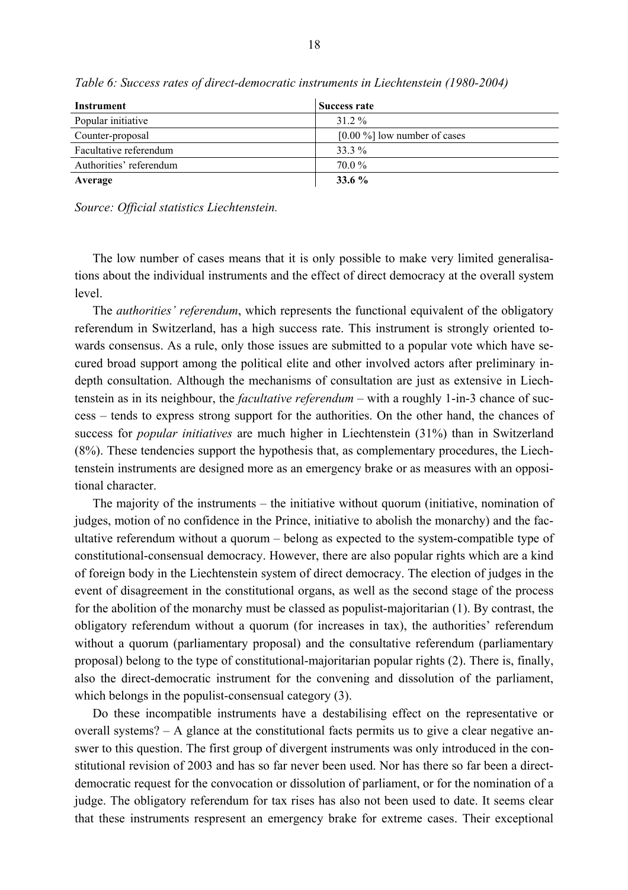*Table 6: Success rates of direct-democratic instruments in Liechtenstein (1980-2004)*

| Instrument | Success rate |
|---|---|
| Popular initiative | 31.2 % |
| Counter-proposal | [0.00 %] low number of cases |
| Facultative referendum | 33.3 % |
| Authorities' referendum | 70.0 % |
| **Average** | **33.6 %** |

*Source: Official statistics Liechtenstein.*

The low number of cases means that it is only possible to make very limited generalisations about the individual instruments and the effect of direct democracy at the overall system level.

The *authorities' referendum*, which represents the functional equivalent of the obligatory referendum in Switzerland, has a high success rate. This instrument is strongly oriented towards consensus. As a rule, only those issues are submitted to a popular vote which have secured broad support among the political elite and other involved actors after preliminary in-depth consultation. Although the mechanisms of consultation are just as extensive in Liechtenstein as in its neighbour, the *facultative referendum* – with a roughly 1-in-3 chance of success – tends to express strong support for the authorities. On the other hand, the chances of success for *popular initiatives* are much higher in Liechtenstein (31%) than in Switzerland (8%). These tendencies support the hypothesis that, as complementary procedures, the Liechtenstein instruments are designed more as an emergency brake or as measures with an oppositional character.

The majority of the instruments – the initiative without quorum (initiative, nomination of judges, motion of no confidence in the Prince, initiative to abolish the monarchy) and the facultative referendum without a quorum – belong as expected to the system-compatible type of constitutional-consensual democracy. However, there are also popular rights which are a kind of foreign body in the Liechtenstein system of direct democracy. The election of judges in the event of disagreement in the constitutional organs, as well as the second stage of the process for the abolition of the monarchy must be classed as populist-majoritarian (1). By contrast, the obligatory referendum without a quorum (for increases in tax), the authorities' referendum without a quorum (parliamentary proposal) and the consultative referendum (parliamentary proposal) belong to the type of constitutional-majoritarian popular rights (2). There is, finally, also the direct-democratic instrument for the convening and dissolution of the parliament, which belongs in the populist-consensual category (3).

Do these incompatible instruments have a destabilising effect on the representative or overall systems? – A glance at the constitutional facts permits us to give a clear negative answer to this question. The first group of divergent instruments was only introduced in the constitutional revision of 2003 and has so far never been used. Nor has there so far been a direct-democratic request for the convocation or dissolution of parliament, or for the nomination of a judge. The obligatory referendum for tax rises has also not been used to date. It seems clear that these instruments respresent an emergency brake for extreme cases. Their exceptional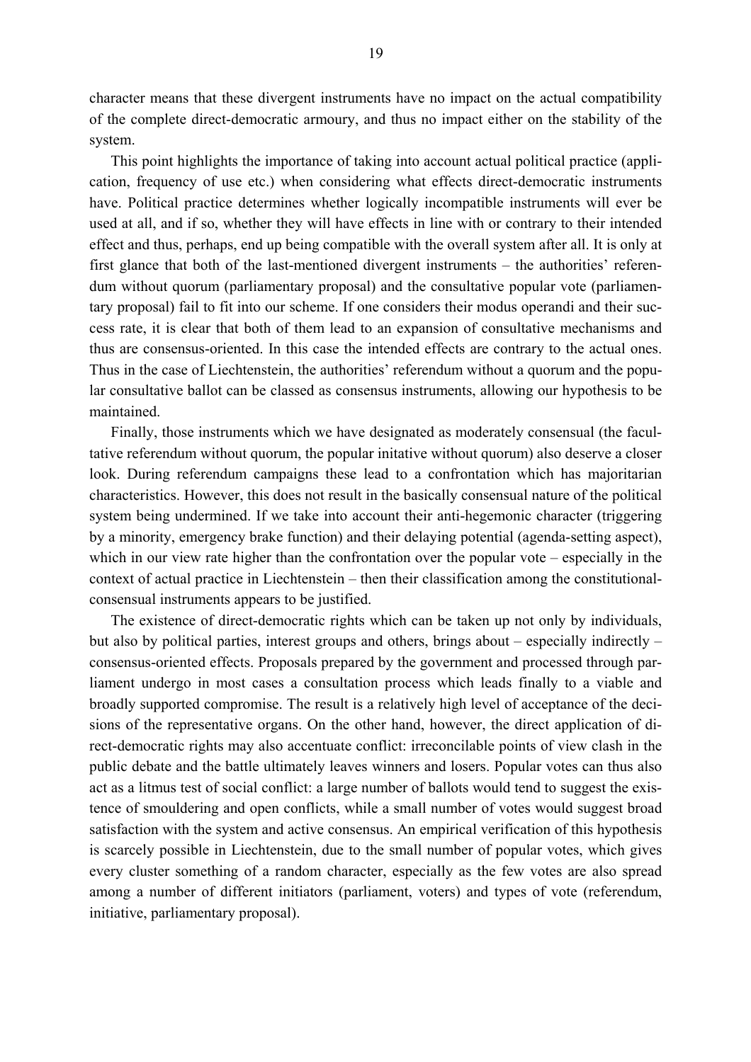character means that these divergent instruments have no impact on the actual compatibility of the complete direct-democratic armoury, and thus no impact either on the stability of the system.

This point highlights the importance of taking into account actual political practice (application, frequency of use etc.) when considering what effects direct-democratic instruments have. Political practice determines whether logically incompatible instruments will ever be used at all, and if so, whether they will have effects in line with or contrary to their intended effect and thus, perhaps, end up being compatible with the overall system after all. It is only at first glance that both of the last-mentioned divergent instruments – the authorities' referendum without quorum (parliamentary proposal) and the consultative popular vote (parliamentary proposal) fail to fit into our scheme. If one considers their modus operandi and their success rate, it is clear that both of them lead to an expansion of consultative mechanisms and thus are consensus-oriented. In this case the intended effects are contrary to the actual ones. Thus in the case of Liechtenstein, the authorities' referendum without a quorum and the popular consultative ballot can be classed as consensus instruments, allowing our hypothesis to be maintained.

Finally, those instruments which we have designated as moderately consensual (the facultative referendum without quorum, the popular initative without quorum) also deserve a closer look. During referendum campaigns these lead to a confrontation which has majoritarian characteristics. However, this does not result in the basically consensual nature of the political system being undermined. If we take into account their anti-hegemonic character (triggering by a minority, emergency brake function) and their delaying potential (agenda-setting aspect), which in our view rate higher than the confrontation over the popular vote – especially in the context of actual practice in Liechtenstein – then their classification among the constitutional-consensual instruments appears to be justified.

The existence of direct-democratic rights which can be taken up not only by individuals, but also by political parties, interest groups and others, brings about – especially indirectly – consensus-oriented effects. Proposals prepared by the government and processed through parliament undergo in most cases a consultation process which leads finally to a viable and broadly supported compromise. The result is a relatively high level of acceptance of the decisions of the representative organs. On the other hand, however, the direct application of direct-democratic rights may also accentuate conflict: irreconcilable points of view clash in the public debate and the battle ultimately leaves winners and losers. Popular votes can thus also act as a litmus test of social conflict: a large number of ballots would tend to suggest the existence of smouldering and open conflicts, while a small number of votes would suggest broad satisfaction with the system and active consensus. An empirical verification of this hypothesis is scarcely possible in Liechtenstein, due to the small number of popular votes, which gives every cluster something of a random character, especially as the few votes are also spread among a number of different initiators (parliament, voters) and types of vote (referendum, initiative, parliamentary proposal).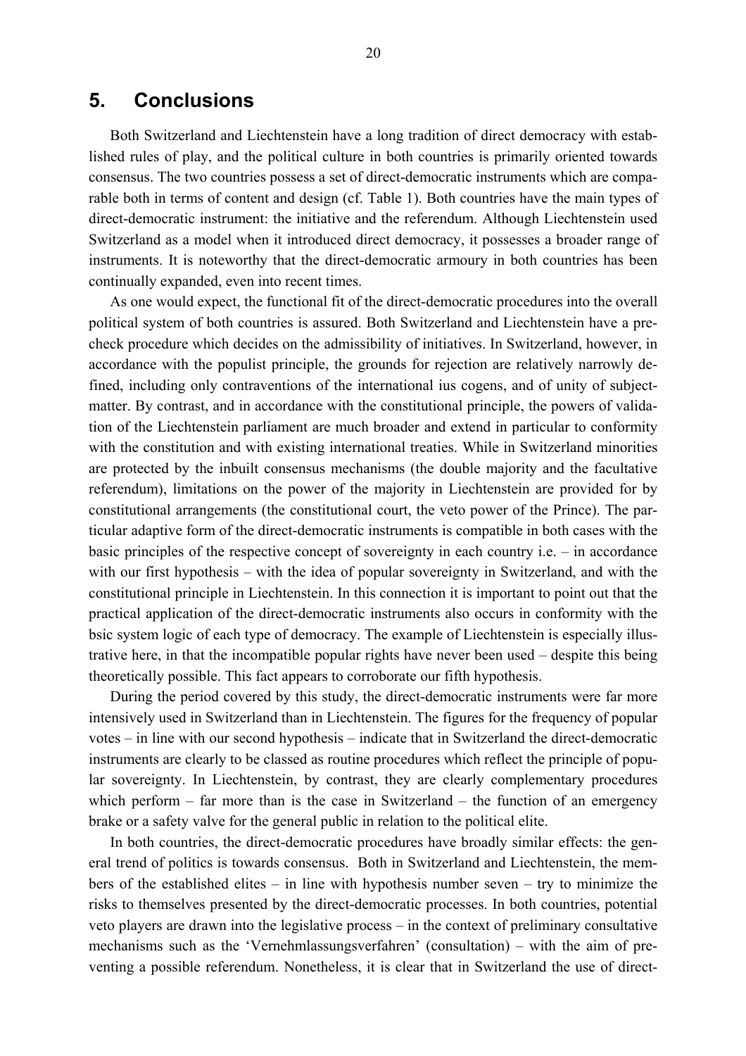## 5. Conclusions

Both Switzerland and Liechtenstein have a long tradition of direct democracy with established rules of play, and the political culture in both countries is primarily oriented towards consensus. The two countries possess a set of direct-democratic instruments which are comparable both in terms of content and design (cf. Table 1). Both countries have the main types of direct-democratic instrument: the initiative and the referendum. Although Liechtenstein used Switzerland as a model when it introduced direct democracy, it possesses a broader range of instruments. It is noteworthy that the direct-democratic armoury in both countries has been continually expanded, even into recent times.

As one would expect, the functional fit of the direct-democratic procedures into the overall political system of both countries is assured. Both Switzerland and Liechtenstein have a pre-check procedure which decides on the admissibility of initiatives. In Switzerland, however, in accordance with the populist principle, the grounds for rejection are relatively narrowly defined, including only contraventions of the international ius cogens, and of unity of subject-matter. By contrast, and in accordance with the constitutional principle, the powers of validation of the Liechtenstein parliament are much broader and extend in particular to conformity with the constitution and with existing international treaties. While in Switzerland minorities are protected by the inbuilt consensus mechanisms (the double majority and the facultative referendum), limitations on the power of the majority in Liechtenstein are provided for by constitutional arrangements (the constitutional court, the veto power of the Prince). The particular adaptive form of the direct-democratic instruments is compatible in both cases with the basic principles of the respective concept of sovereignty in each country i.e. – in accordance with our first hypothesis – with the idea of popular sovereignty in Switzerland, and with the constitutional principle in Liechtenstein. In this connection it is important to point out that the practical application of the direct-democratic instruments also occurs in conformity with the bsic system logic of each type of democracy. The example of Liechtenstein is especially illustrative here, in that the incompatible popular rights have never been used – despite this being theoretically possible. This fact appears to corroborate our fifth hypothesis.

During the period covered by this study, the direct-democratic instruments were far more intensively used in Switzerland than in Liechtenstein. The figures for the frequency of popular votes – in line with our second hypothesis – indicate that in Switzerland the direct-democratic instruments are clearly to be classed as routine procedures which reflect the principle of popular sovereignty. In Liechtenstein, by contrast, they are clearly complementary procedures which perform – far more than is the case in Switzerland – the function of an emergency brake or a safety valve for the general public in relation to the political elite.

In both countries, the direct-democratic procedures have broadly similar effects: the general trend of politics is towards consensus. Both in Switzerland and Liechtenstein, the members of the established elites – in line with hypothesis number seven – try to minimize the risks to themselves presented by the direct-democratic processes. In both countries, potential veto players are drawn into the legislative process – in the context of preliminary consultative mechanisms such as the 'Vernehmlassungsverfahren' (consultation) – with the aim of preventing a possible referendum. Nonetheless, it is clear that in Switzerland the use of direct-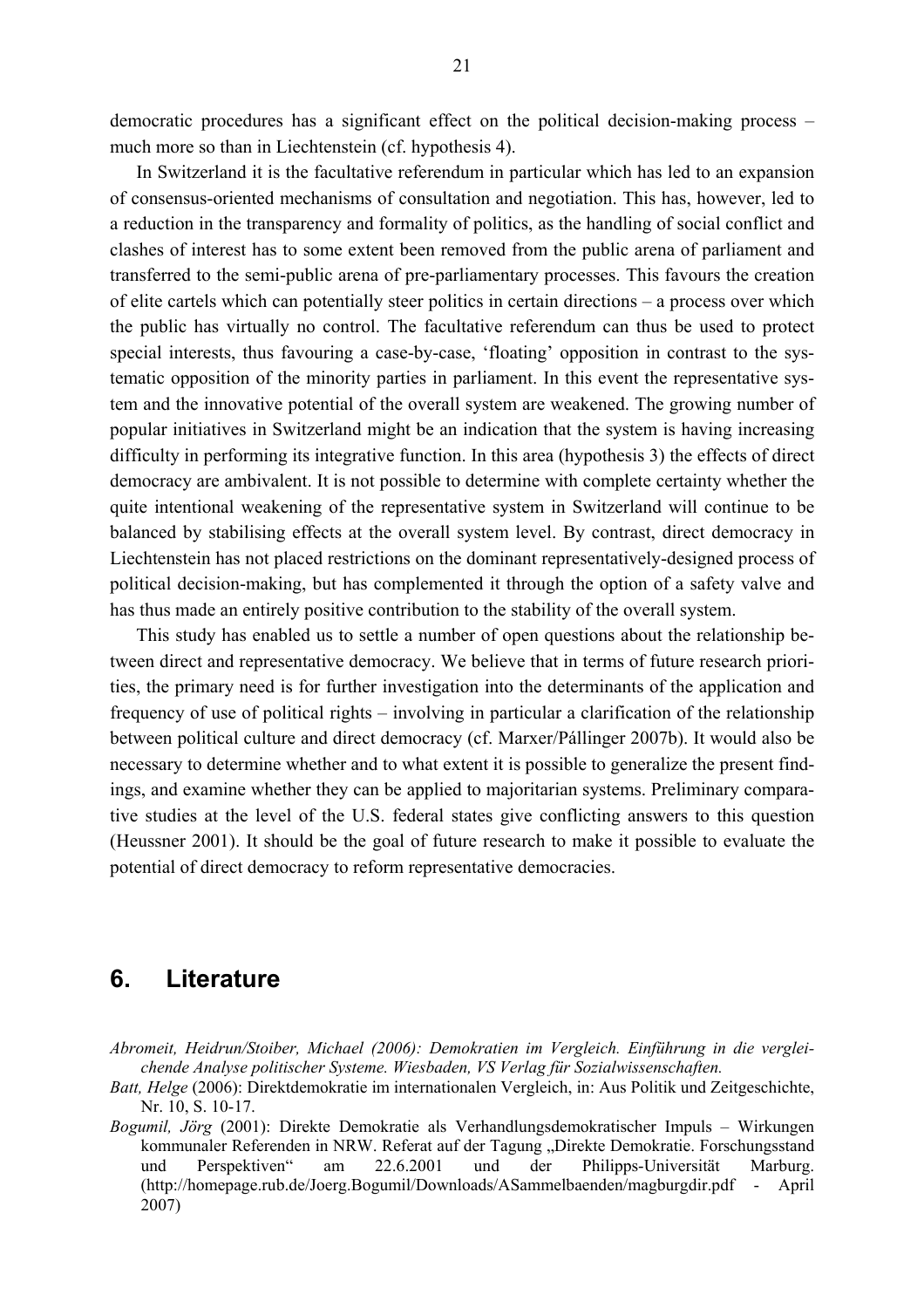democratic procedures has a significant effect on the political decision-making process – much more so than in Liechtenstein (cf. hypothesis 4).

In Switzerland it is the facultative referendum in particular which has led to an expansion of consensus-oriented mechanisms of consultation and negotiation. This has, however, led to a reduction in the transparency and formality of politics, as the handling of social conflict and clashes of interest has to some extent been removed from the public arena of parliament and transferred to the semi-public arena of pre-parliamentary processes. This favours the creation of elite cartels which can potentially steer politics in certain directions – a process over which the public has virtually no control. The facultative referendum can thus be used to protect special interests, thus favouring a case-by-case, 'floating' opposition in contrast to the systematic opposition of the minority parties in parliament. In this event the representative system and the innovative potential of the overall system are weakened. The growing number of popular initiatives in Switzerland might be an indication that the system is having increasing difficulty in performing its integrative function. In this area (hypothesis 3) the effects of direct democracy are ambivalent. It is not possible to determine with complete certainty whether the quite intentional weakening of the representative system in Switzerland will continue to be balanced by stabilising effects at the overall system level. By contrast, direct democracy in Liechtenstein has not placed restrictions on the dominant representatively-designed process of political decision-making, but has complemented it through the option of a safety valve and has thus made an entirely positive contribution to the stability of the overall system.

This study has enabled us to settle a number of open questions about the relationship between direct and representative democracy. We believe that in terms of future research priorities, the primary need is for further investigation into the determinants of the application and frequency of use of political rights – involving in particular a clarification of the relationship between political culture and direct democracy (cf. Marxer/Pállinger 2007b). It would also be necessary to determine whether and to what extent it is possible to generalize the present findings, and examine whether they can be applied to majoritarian systems. Preliminary comparative studies at the level of the U.S. federal states give conflicting answers to this question (Heussner 2001). It should be the goal of future research to make it possible to evaluate the potential of direct democracy to reform representative democracies.

## 6. Literature

*Abromeit, Heidrun/Stoiber, Michael (2006): Demokratien im Vergleich. Einführung in die vergleichende Analyse politischer Systeme. Wiesbaden, VS Verlag für Sozialwissenschaften.*

*Batt, Helge* (2006): Direktdemokratie im internationalen Vergleich, in: Aus Politik und Zeitgeschichte, Nr. 10, S. 10-17.

*Bogumil, Jörg* (2001): Direkte Demokratie als Verhandlungsdemokratischer Impuls – Wirkungen kommunaler Referenden in NRW. Referat auf der Tagung „Direkte Demokratie. Forschungsstand und Perspektiven" am 22.6.2001 und der Philipps-Universität Marburg. (http://homepage.rub.de/Joerg.Bogumil/Downloads/ASammelbaenden/magburgdir.pdf - April 2007)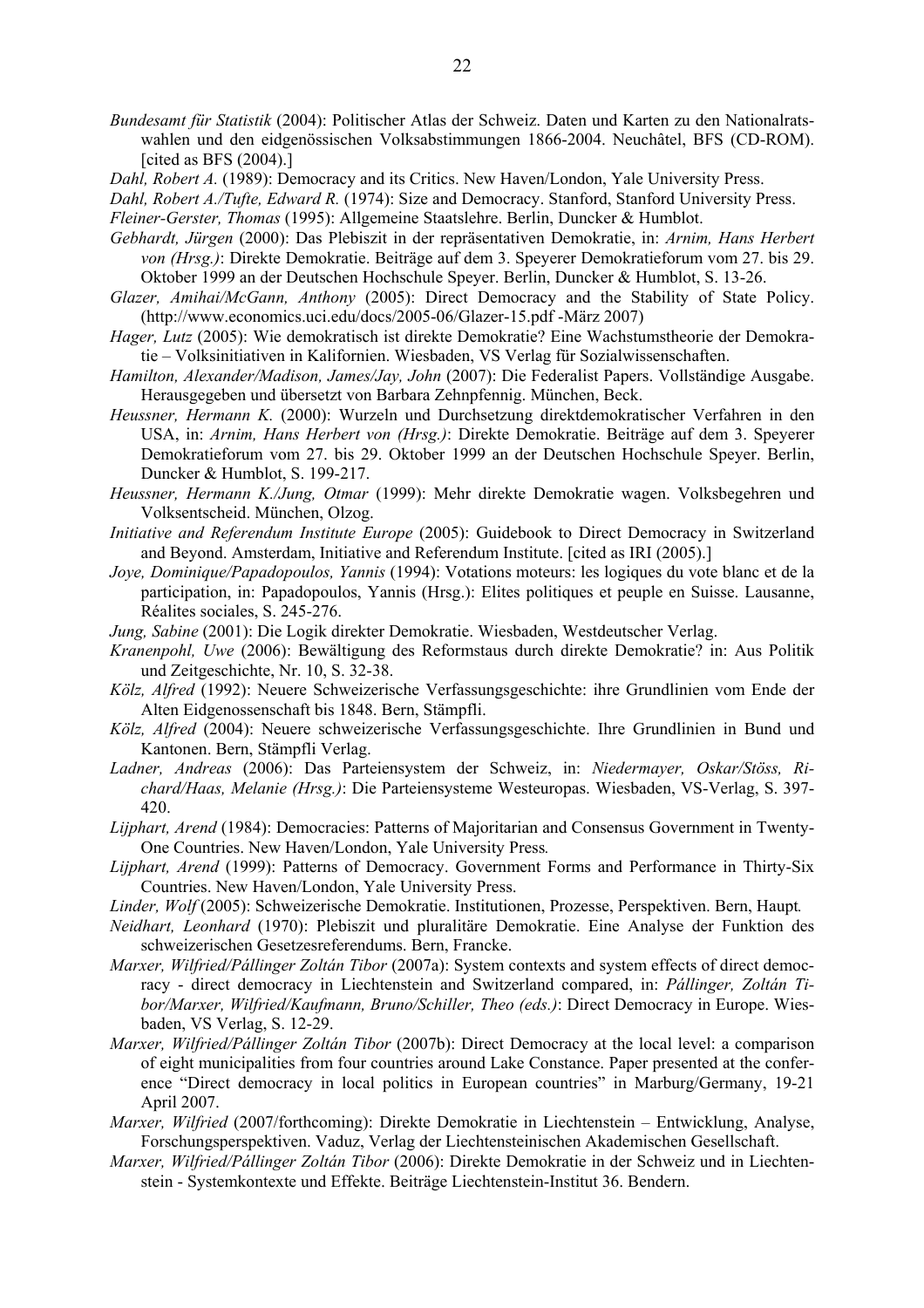*Bundesamt für Statistik* (2004): Politischer Atlas der Schweiz. Daten und Karten zu den Nationalratswahlen und den eidgenössischen Volksabstimmungen 1866-2004. Neuchâtel, BFS (CD-ROM). [cited as BFS (2004).]

*Dahl, Robert A.* (1989): Democracy and its Critics. New Haven/London, Yale University Press.

*Dahl, Robert A./Tufte, Edward R.* (1974): Size and Democracy. Stanford, Stanford University Press.

*Fleiner-Gerster, Thomas* (1995): Allgemeine Staatslehre. Berlin, Duncker & Humblot.

*Gebhardt, Jürgen* (2000): Das Plebiszit in der repräsentativen Demokratie, in: *Arnim, Hans Herbert von (Hrsg.)*: Direkte Demokratie. Beiträge auf dem 3. Speyerer Demokratieforum vom 27. bis 29. Oktober 1999 an der Deutschen Hochschule Speyer. Berlin, Duncker & Humblot, S. 13-26.

*Glazer, Amihai/McGann, Anthony* (2005): Direct Democracy and the Stability of State Policy. (http://www.economics.uci.edu/docs/2005-06/Glazer-15.pdf -März 2007)

*Hager, Lutz* (2005): Wie demokratisch ist direkte Demokratie? Eine Wachstumstheorie der Demokratie – Volksinitiativen in Kalifornien. Wiesbaden, VS Verlag für Sozialwissenschaften.

*Hamilton, Alexander/Madison, James/Jay, John* (2007): Die Federalist Papers. Vollständige Ausgabe. Herausgegeben und übersetzt von Barbara Zehnpfennig. München, Beck.

*Heussner, Hermann K.* (2000): Wurzeln und Durchsetzung direktdemokratischer Verfahren in den USA, in: *Arnim, Hans Herbert von (Hrsg.)*: Direkte Demokratie. Beiträge auf dem 3. Speyerer Demokratieforum vom 27. bis 29. Oktober 1999 an der Deutschen Hochschule Speyer. Berlin, Duncker & Humblot, S. 199-217.

*Heussner, Hermann K./Jung, Otmar* (1999): Mehr direkte Demokratie wagen. Volksbegehren und Volksentscheid. München, Olzog.

*Initiative and Referendum Institute Europe* (2005): Guidebook to Direct Democracy in Switzerland and Beyond. Amsterdam, Initiative and Referendum Institute. [cited as IRI (2005).]

*Joye, Dominique/Papadopoulos, Yannis* (1994): Votations moteurs: les logiques du vote blanc et de la participation, in: Papadopoulos, Yannis (Hrsg.): Elites politiques et peuple en Suisse. Lausanne, Réalites sociales, S. 245-276.

*Jung, Sabine* (2001): Die Logik direkter Demokratie. Wiesbaden, Westdeutscher Verlag.

*Kranenpohl, Uwe* (2006): Bewältigung des Reformstaus durch direkte Demokratie? in: Aus Politik und Zeitgeschichte, Nr. 10, S. 32-38.

*Kölz, Alfred* (1992): Neuere Schweizerische Verfassungsgeschichte: ihre Grundlinien vom Ende der Alten Eidgenossenschaft bis 1848. Bern, Stämpfli.

*Kölz, Alfred* (2004): Neuere schweizerische Verfassungsgeschichte. Ihre Grundlinien in Bund und Kantonen. Bern, Stämpfli Verlag.

*Ladner, Andreas* (2006): Das Parteiensystem der Schweiz, in: *Niedermayer, Oskar/Stöss, Richard/Haas, Melanie (Hrsg.)*: Die Parteiensysteme Westeuropas. Wiesbaden, VS-Verlag, S. 397-420.

*Lijphart, Arend* (1984): Democracies: Patterns of Majoritarian and Consensus Government in Twenty-One Countries. New Haven/London, Yale University Press.

*Lijphart, Arend* (1999): Patterns of Democracy. Government Forms and Performance in Thirty-Six Countries. New Haven/London, Yale University Press.

*Linder, Wolf* (2005): Schweizerische Demokratie. Institutionen, Prozesse, Perspektiven. Bern, Haupt.

*Neidhart, Leonhard* (1970): Plebiszit und pluralitäre Demokratie. Eine Analyse der Funktion des schweizerischen Gesetzesreferendums. Bern, Francke.

*Marxer, Wilfried/Pállinger Zoltán Tibor* (2007a): System contexts and system effects of direct democracy - direct democracy in Liechtenstein and Switzerland compared, in: *Pállinger, Zoltán Tibor/Marxer, Wilfried/Kaufmann, Bruno/Schiller, Theo (eds.)*: Direct Democracy in Europe. Wiesbaden, VS Verlag, S. 12-29.

*Marxer, Wilfried/Pállinger Zoltán Tibor* (2007b): Direct Democracy at the local level: a comparison of eight municipalities from four countries around Lake Constance. Paper presented at the conference "Direct democracy in local politics in European countries" in Marburg/Germany, 19-21 April 2007.

*Marxer, Wilfried* (2007/forthcoming): Direkte Demokratie in Liechtenstein – Entwicklung, Analyse, Forschungsperspektiven. Vaduz, Verlag der Liechtensteinischen Akademischen Gesellschaft.

*Marxer, Wilfried/Pállinger Zoltán Tibor* (2006): Direkte Demokratie in der Schweiz und in Liechtenstein - Systemkontexte und Effekte. Beiträge Liechtenstein-Institut 36. Bendern.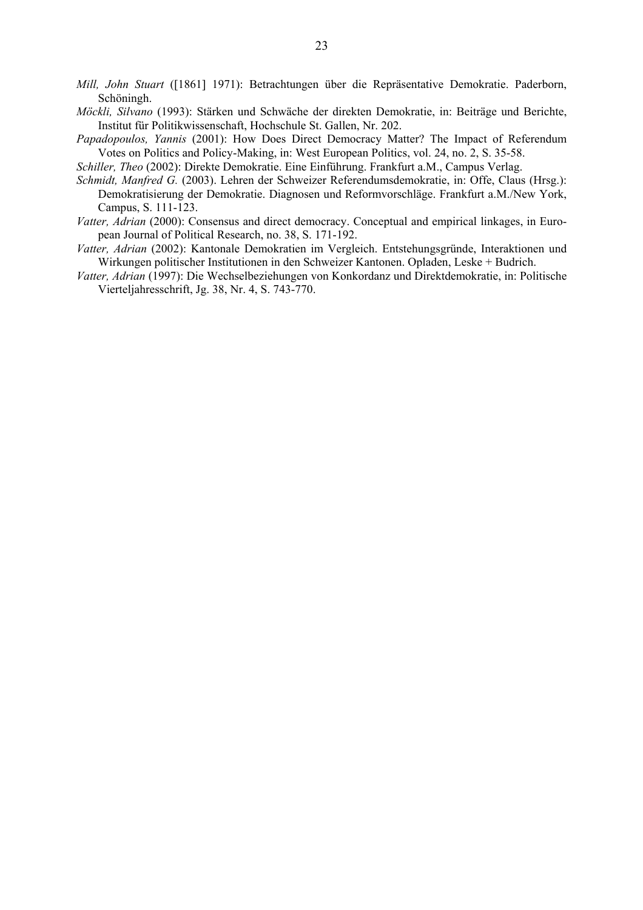*Mill, John Stuart* ([1861] 1971): Betrachtungen über die Repräsentative Demokratie. Paderborn, Schöningh.

*Möckli, Silvano* (1993): Stärken und Schwäche der direkten Demokratie, in: Beiträge und Berichte, Institut für Politikwissenschaft, Hochschule St. Gallen, Nr. 202.

*Papadopoulos, Yannis* (2001): How Does Direct Democracy Matter? The Impact of Referendum Votes on Politics and Policy-Making, in: West European Politics, vol. 24, no. 2, S. 35-58.

*Schiller, Theo* (2002): Direkte Demokratie. Eine Einführung. Frankfurt a.M., Campus Verlag.

*Schmidt, Manfred G.* (2003). Lehren der Schweizer Referendumsdemokratie, in: Offe, Claus (Hrsg.): Demokratisierung der Demokratie. Diagnosen und Reformvorschläge. Frankfurt a.M./New York, Campus, S. 111-123.

*Vatter, Adrian* (2000): Consensus and direct democracy. Conceptual and empirical linkages, in European Journal of Political Research, no. 38, S. 171-192.

*Vatter, Adrian* (2002): Kantonale Demokratien im Vergleich. Entstehungsgründe, Interaktionen und Wirkungen politischer Institutionen in den Schweizer Kantonen. Opladen, Leske + Budrich.

*Vatter, Adrian* (1997): Die Wechselbeziehungen von Konkordanz und Direktdemokratie, in: Politische Vierteljahresschrift, Jg. 38, Nr. 4, S. 743-770.